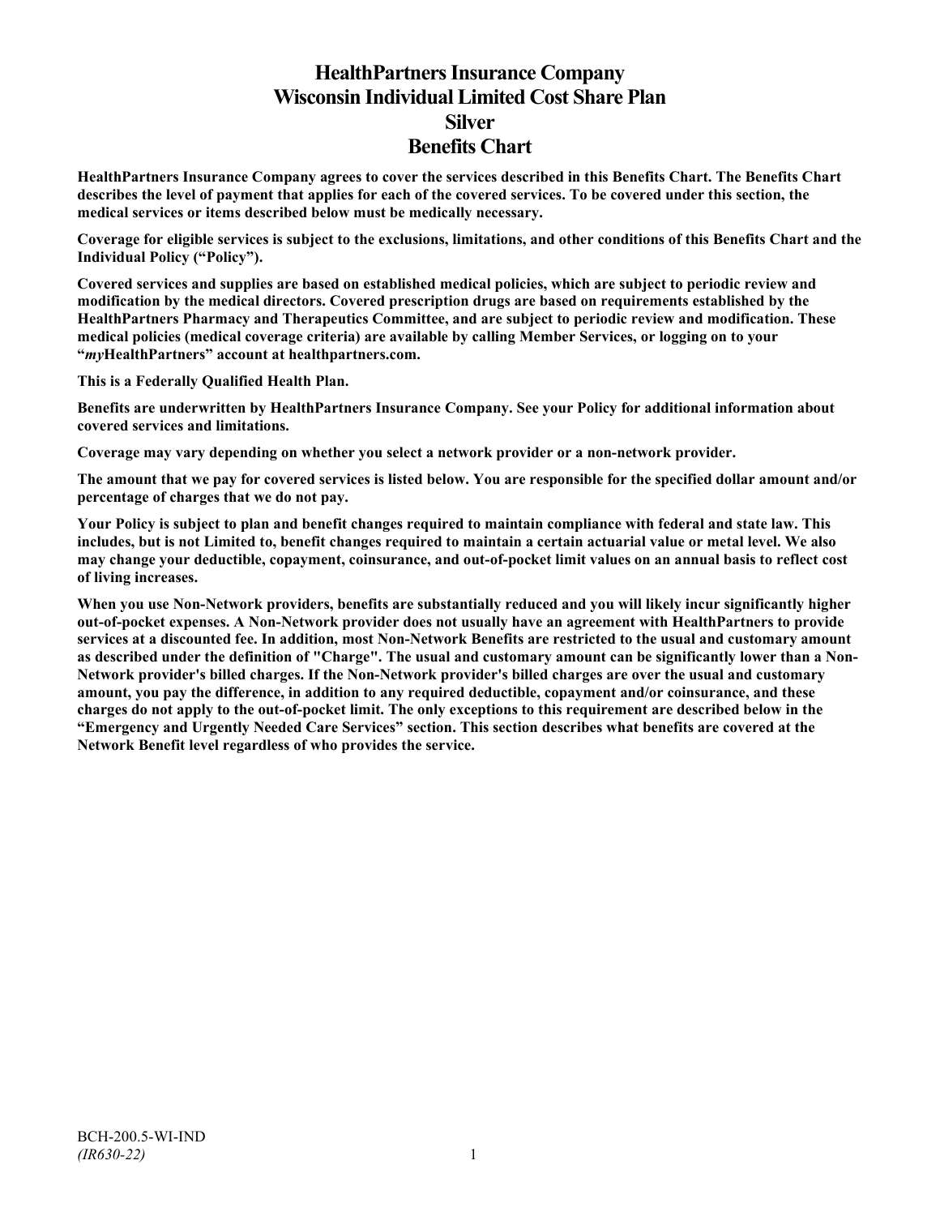# HealthPartners Insurance Company
# Wisconsin Individual Limited Cost Share Plan
# Silver
# Benefits Chart

**HealthPartners Insurance Company agrees to cover the services described in this Benefits Chart. The Benefits Chart describes the level of payment that applies for each of the covered services. To be covered under this section, the medical services or items described below must be medically necessary.**

**Coverage for eligible services is subject to the exclusions, limitations, and other conditions of this Benefits Chart and the Individual Policy ("Policy").**

**Covered services and supplies are based on established medical policies, which are subject to periodic review and modification by the medical directors. Covered prescription drugs are based on requirements established by the HealthPartners Pharmacy and Therapeutics Committee, and are subject to periodic review and modification. These medical policies (medical coverage criteria) are available by calling Member Services, or logging on to your "*my*HealthPartners" account at healthpartners.com.**

**This is a Federally Qualified Health Plan.**

**Benefits are underwritten by HealthPartners Insurance Company. See your Policy for additional information about covered services and limitations.**

**Coverage may vary depending on whether you select a network provider or a non-network provider.**

**The amount that we pay for covered services is listed below. You are responsible for the specified dollar amount and/or percentage of charges that we do not pay.**

**Your Policy is subject to plan and benefit changes required to maintain compliance with federal and state law. This includes, but is not Limited to, benefit changes required to maintain a certain actuarial value or metal level. We also may change your deductible, copayment, coinsurance, and out-of-pocket limit values on an annual basis to reflect cost of living increases.**

**When you use Non-Network providers, benefits are substantially reduced and you will likely incur significantly higher out-of-pocket expenses. A Non-Network provider does not usually have an agreement with HealthPartners to provide services at a discounted fee. In addition, most Non-Network Benefits are restricted to the usual and customary amount as described under the definition of "Charge". The usual and customary amount can be significantly lower than a Non-Network provider's billed charges. If the Non-Network provider's billed charges are over the usual and customary amount, you pay the difference, in addition to any required deductible, copayment and/or coinsurance, and these charges do not apply to the out-of-pocket limit. The only exceptions to this requirement are described below in the "Emergency and Urgently Needed Care Services" section. This section describes what benefits are covered at the Network Benefit level regardless of who provides the service.**

BCH-200.5-WI-IND
*(IR630-22)*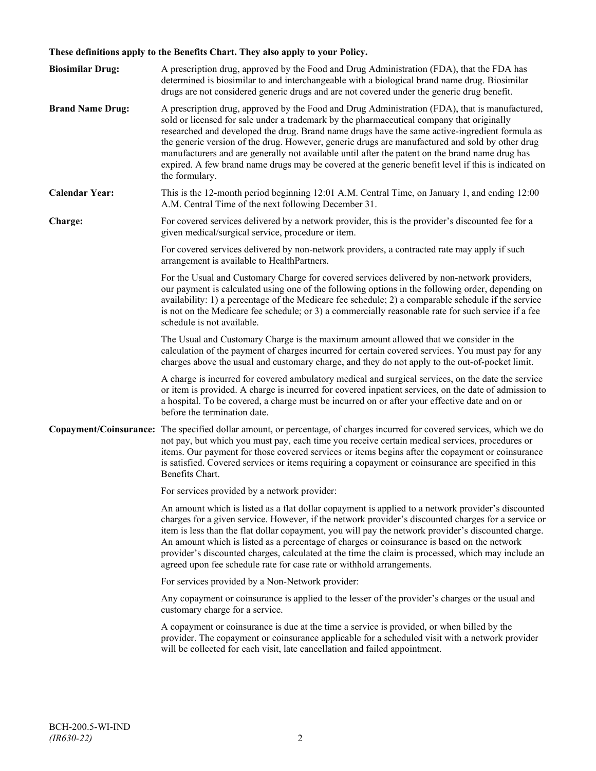**These definitions apply to the Benefits Chart. They also apply to your Policy.**

**Biosimilar Drug:** A prescription drug, approved by the Food and Drug Administration (FDA), that the FDA has determined is biosimilar to and interchangeable with a biological brand name drug. Biosimilar drugs are not considered generic drugs and are not covered under the generic drug benefit.

**Brand Name Drug:** A prescription drug, approved by the Food and Drug Administration (FDA), that is manufactured, sold or licensed for sale under a trademark by the pharmaceutical company that originally researched and developed the drug. Brand name drugs have the same active-ingredient formula as the generic version of the drug. However, generic drugs are manufactured and sold by other drug manufacturers and are generally not available until after the patent on the brand name drug has expired. A few brand name drugs may be covered at the generic benefit level if this is indicated on the formulary.

**Calendar Year:** This is the 12-month period beginning 12:01 A.M. Central Time, on January 1, and ending 12:00 A.M. Central Time of the next following December 31.

**Charge:** For covered services delivered by a network provider, this is the provider's discounted fee for a given medical/surgical service, procedure or item.

For covered services delivered by non-network providers, a contracted rate may apply if such arrangement is available to HealthPartners.

For the Usual and Customary Charge for covered services delivered by non-network providers, our payment is calculated using one of the following options in the following order, depending on availability: 1) a percentage of the Medicare fee schedule; 2) a comparable schedule if the service is not on the Medicare fee schedule; or 3) a commercially reasonable rate for such service if a fee schedule is not available.

The Usual and Customary Charge is the maximum amount allowed that we consider in the calculation of the payment of charges incurred for certain covered services. You must pay for any charges above the usual and customary charge, and they do not apply to the out-of-pocket limit.

A charge is incurred for covered ambulatory medical and surgical services, on the date the service or item is provided. A charge is incurred for covered inpatient services, on the date of admission to a hospital. To be covered, a charge must be incurred on or after your effective date and on or before the termination date.

**Copayment/Coinsurance:** The specified dollar amount, or percentage, of charges incurred for covered services, which we do not pay, but which you must pay, each time you receive certain medical services, procedures or items. Our payment for those covered services or items begins after the copayment or coinsurance is satisfied. Covered services or items requiring a copayment or coinsurance are specified in this Benefits Chart.

For services provided by a network provider:

An amount which is listed as a flat dollar copayment is applied to a network provider's discounted charges for a given service. However, if the network provider's discounted charges for a service or item is less than the flat dollar copayment, you will pay the network provider's discounted charge. An amount which is listed as a percentage of charges or coinsurance is based on the network provider's discounted charges, calculated at the time the claim is processed, which may include an agreed upon fee schedule rate for case rate or withhold arrangements.

For services provided by a Non-Network provider:

Any copayment or coinsurance is applied to the lesser of the provider's charges or the usual and customary charge for a service.

A copayment or coinsurance is due at the time a service is provided, or when billed by the provider. The copayment or coinsurance applicable for a scheduled visit with a network provider will be collected for each visit, late cancellation and failed appointment.

BCH-200.5-WI-IND
*(IR630-22)*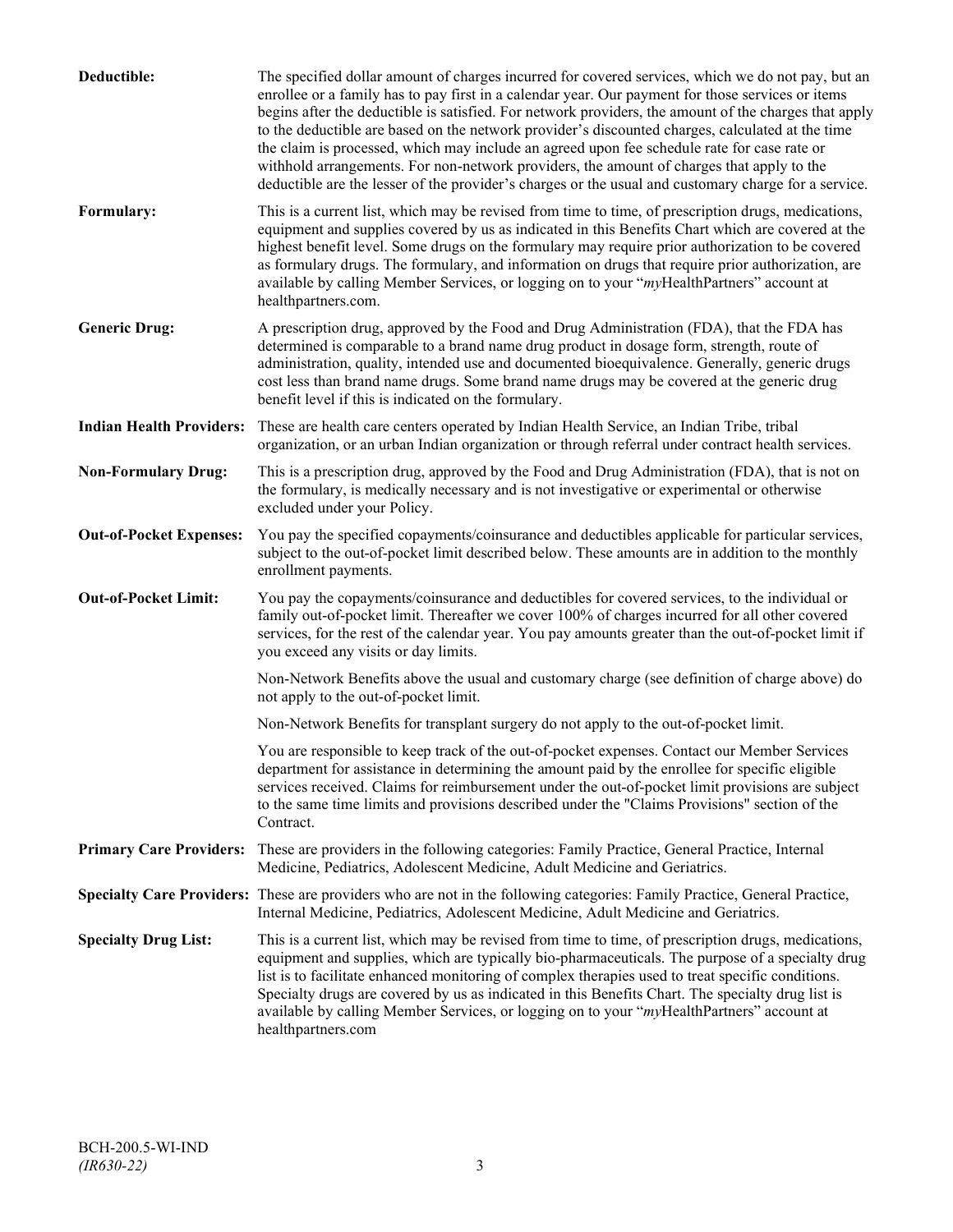**Deductible:** The specified dollar amount of charges incurred for covered services, which we do not pay, but an enrollee or a family has to pay first in a calendar year. Our payment for those services or items begins after the deductible is satisfied. For network providers, the amount of the charges that apply to the deductible are based on the network provider's discounted charges, calculated at the time the claim is processed, which may include an agreed upon fee schedule rate for case rate or withhold arrangements. For non-network providers, the amount of charges that apply to the deductible are the lesser of the provider's charges or the usual and customary charge for a service.

**Formulary:** This is a current list, which may be revised from time to time, of prescription drugs, medications, equipment and supplies covered by us as indicated in this Benefits Chart which are covered at the highest benefit level. Some drugs on the formulary may require prior authorization to be covered as formulary drugs. The formulary, and information on drugs that require prior authorization, are available by calling Member Services, or logging on to your "*my*HealthPartners" account at healthpartners.com.

**Generic Drug:** A prescription drug, approved by the Food and Drug Administration (FDA), that the FDA has determined is comparable to a brand name drug product in dosage form, strength, route of administration, quality, intended use and documented bioequivalence. Generally, generic drugs cost less than brand name drugs. Some brand name drugs may be covered at the generic drug benefit level if this is indicated on the formulary.

**Indian Health Providers:** These are health care centers operated by Indian Health Service, an Indian Tribe, tribal organization, or an urban Indian organization or through referral under contract health services.

**Non-Formulary Drug:** This is a prescription drug, approved by the Food and Drug Administration (FDA), that is not on the formulary, is medically necessary and is not investigative or experimental or otherwise excluded under your Policy.

**Out-of-Pocket Expenses:** You pay the specified copayments/coinsurance and deductibles applicable for particular services, subject to the out-of-pocket limit described below. These amounts are in addition to the monthly enrollment payments.

**Out-of-Pocket Limit:** You pay the copayments/coinsurance and deductibles for covered services, to the individual or family out-of-pocket limit. Thereafter we cover 100% of charges incurred for all other covered services, for the rest of the calendar year. You pay amounts greater than the out-of-pocket limit if you exceed any visits or day limits.

Non-Network Benefits above the usual and customary charge (see definition of charge above) do not apply to the out-of-pocket limit.

Non-Network Benefits for transplant surgery do not apply to the out-of-pocket limit.

You are responsible to keep track of the out-of-pocket expenses. Contact our Member Services department for assistance in determining the amount paid by the enrollee for specific eligible services received. Claims for reimbursement under the out-of-pocket limit provisions are subject to the same time limits and provisions described under the "Claims Provisions" section of the Contract.

**Primary Care Providers:** These are providers in the following categories: Family Practice, General Practice, Internal Medicine, Pediatrics, Adolescent Medicine, Adult Medicine and Geriatrics.

**Specialty Care Providers:** These are providers who are not in the following categories: Family Practice, General Practice, Internal Medicine, Pediatrics, Adolescent Medicine, Adult Medicine and Geriatrics.

**Specialty Drug List:** This is a current list, which may be revised from time to time, of prescription drugs, medications, equipment and supplies, which are typically bio-pharmaceuticals. The purpose of a specialty drug list is to facilitate enhanced monitoring of complex therapies used to treat specific conditions. Specialty drugs are covered by us as indicated in this Benefits Chart. The specialty drug list is available by calling Member Services, or logging on to your "*my*HealthPartners" account at healthpartners.com

BCH-200.5-WI-IND
*(IR630-22)*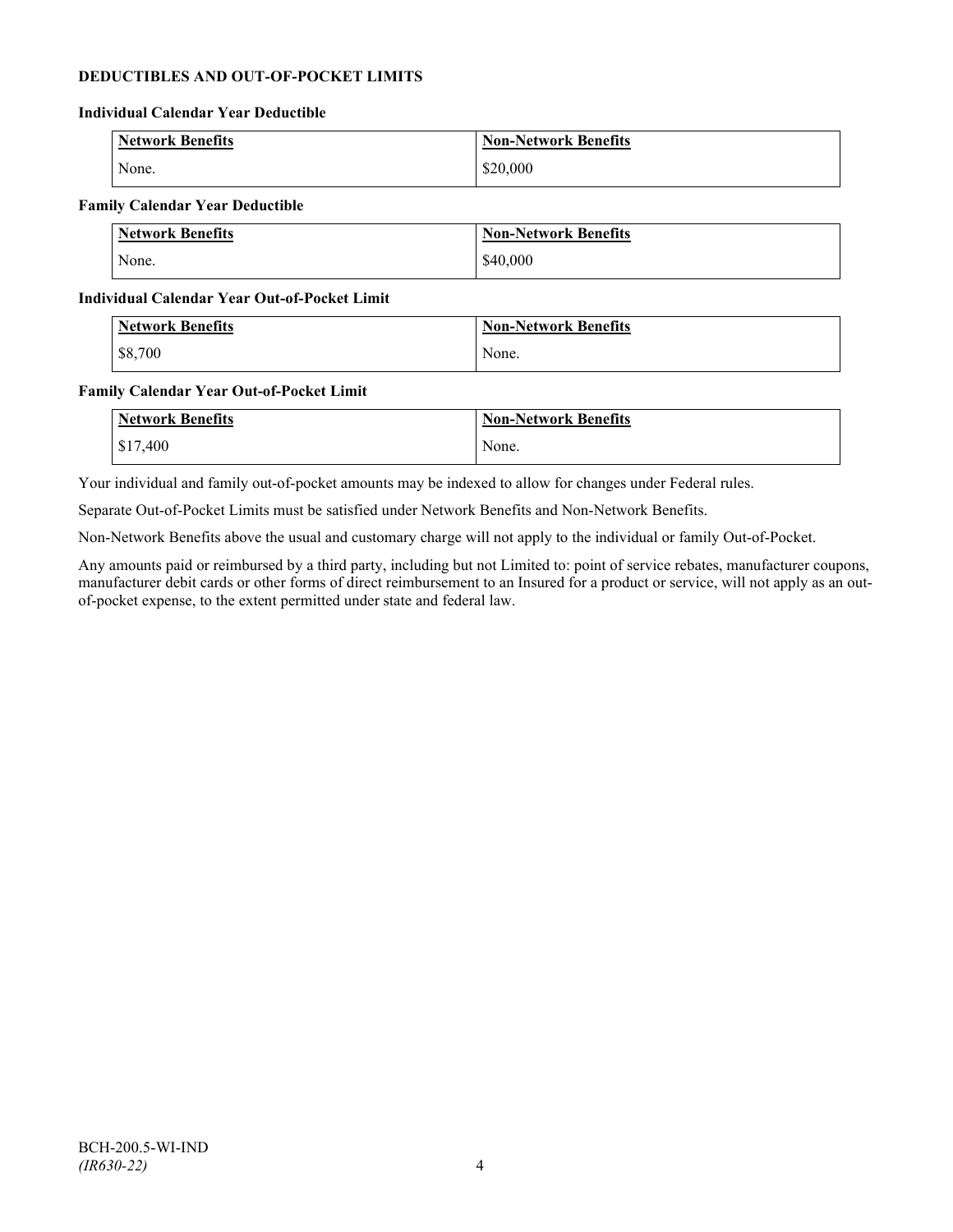## DEDUCTIBLES AND OUT-OF-POCKET LIMITS

### Individual Calendar Year Deductible

| Network Benefits | Non-Network Benefits |
|---|---|
| None. | $20,000 |

### Family Calendar Year Deductible

| Network Benefits | Non-Network Benefits |
|---|---|
| None. | $40,000 |

### Individual Calendar Year Out-of-Pocket Limit

| Network Benefits | Non-Network Benefits |
|---|---|
| $8,700 | None. |

### Family Calendar Year Out-of-Pocket Limit

| Network Benefits | Non-Network Benefits |
|---|---|
| $17,400 | None. |

Your individual and family out-of-pocket amounts may be indexed to allow for changes under Federal rules.

Separate Out-of-Pocket Limits must be satisfied under Network Benefits and Non-Network Benefits.

Non-Network Benefits above the usual and customary charge will not apply to the individual or family Out-of-Pocket.

Any amounts paid or reimbursed by a third party, including but not Limited to: point of service rebates, manufacturer coupons, manufacturer debit cards or other forms of direct reimbursement to an Insured for a product or service, will not apply as an out-of-pocket expense, to the extent permitted under state and federal law.

BCH-200.5-WI-IND
*(IR630-22)*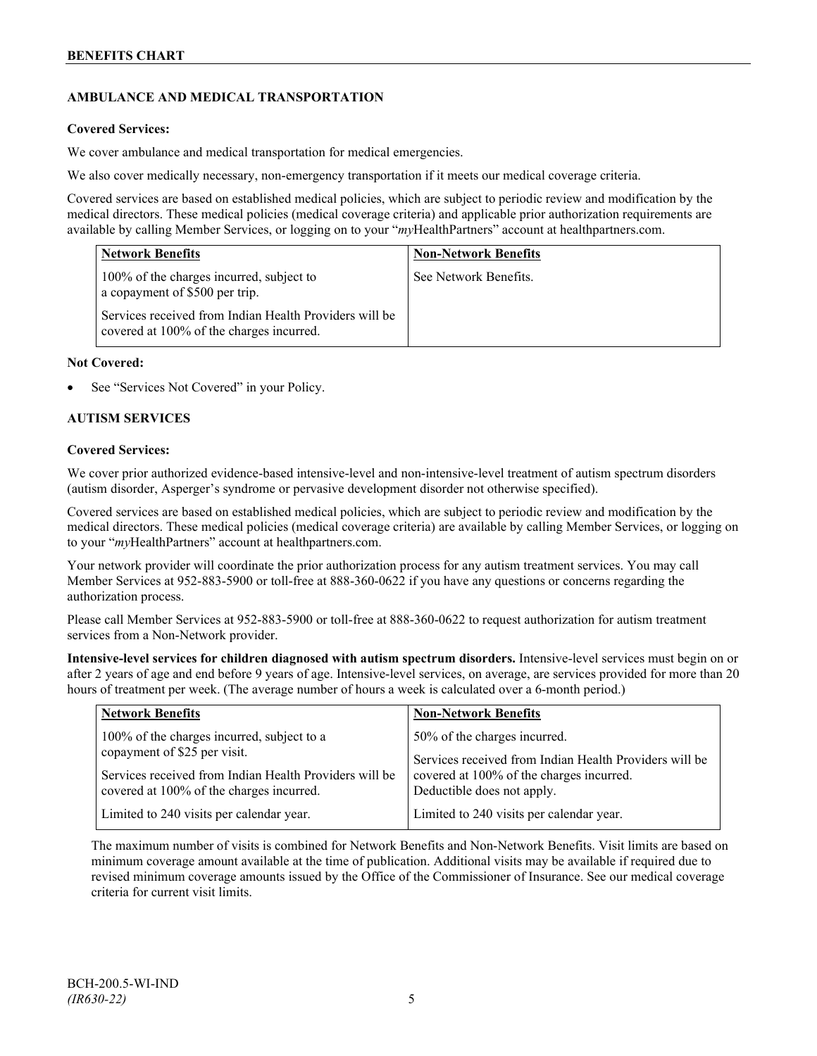## AMBULANCE AND MEDICAL TRANSPORTATION

**Covered Services:**

We cover ambulance and medical transportation for medical emergencies.

We also cover medically necessary, non-emergency transportation if it meets our medical coverage criteria.

Covered services are based on established medical policies, which are subject to periodic review and modification by the medical directors. These medical policies (medical coverage criteria) and applicable prior authorization requirements are available by calling Member Services, or logging on to your "*my*HealthPartners" account at healthpartners.com.

| Network Benefits | Non-Network Benefits |
|---|---|
| 100% of the charges incurred, subject to a copayment of $500 per trip.<br><br>Services received from Indian Health Providers will be covered at 100% of the charges incurred. | See Network Benefits. |

**Not Covered:**

- See "Services Not Covered" in your Policy.

## AUTISM SERVICES

**Covered Services:**

We cover prior authorized evidence-based intensive-level and non-intensive-level treatment of autism spectrum disorders (autism disorder, Asperger's syndrome or pervasive development disorder not otherwise specified).

Covered services are based on established medical policies, which are subject to periodic review and modification by the medical directors. These medical policies (medical coverage criteria) are available by calling Member Services, or logging on to your "*my*HealthPartners" account at healthpartners.com.

Your network provider will coordinate the prior authorization process for any autism treatment services. You may call Member Services at 952-883-5900 or toll-free at 888-360-0622 if you have any questions or concerns regarding the authorization process.

Please call Member Services at 952-883-5900 or toll-free at 888-360-0622 to request authorization for autism treatment services from a Non-Network provider.

**Intensive-level services for children diagnosed with autism spectrum disorders.** Intensive-level services must begin on or after 2 years of age and end before 9 years of age. Intensive-level services, on average, are services provided for more than 20 hours of treatment per week. (The average number of hours a week is calculated over a 6-month period.)

| Network Benefits | Non-Network Benefits |
|---|---|
| 100% of the charges incurred, subject to a copayment of $25 per visit.<br><br>Services received from Indian Health Providers will be covered at 100% of the charges incurred. | 50% of the charges incurred.<br><br>Services received from Indian Health Providers will be covered at 100% of the charges incurred. Deductible does not apply. |
| Limited to 240 visits per calendar year. | Limited to 240 visits per calendar year. |

The maximum number of visits is combined for Network Benefits and Non-Network Benefits. Visit limits are based on minimum coverage amount available at the time of publication. Additional visits may be available if required due to revised minimum coverage amounts issued by the Office of the Commissioner of Insurance. See our medical coverage criteria for current visit limits.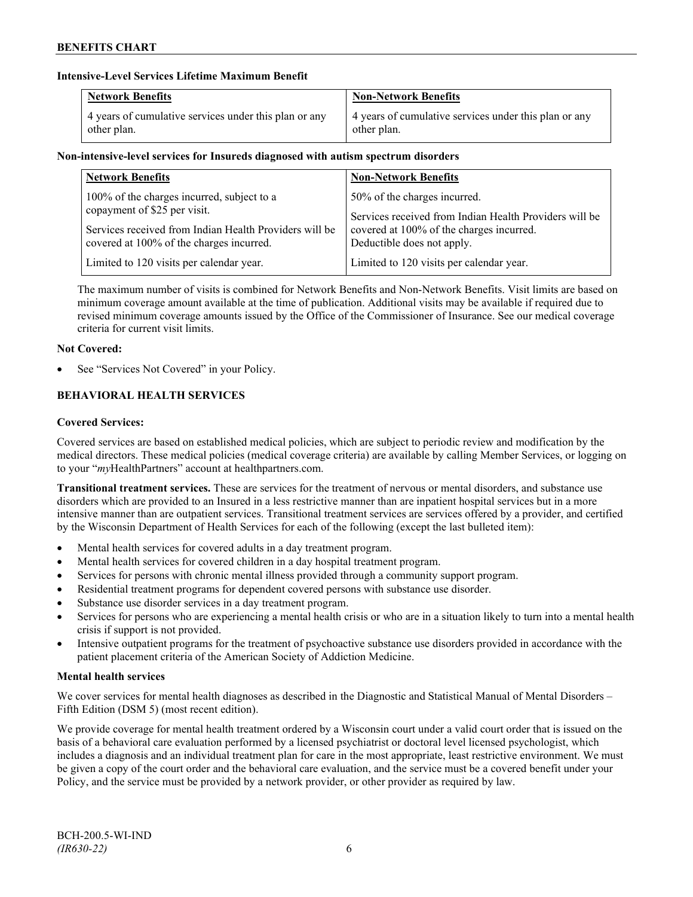**Intensive-Level Services Lifetime Maximum Benefit**

| Network Benefits | Non-Network Benefits |
|---|---|
| 4 years of cumulative services under this plan or any other plan. | 4 years of cumulative services under this plan or any other plan. |

**Non-intensive-level services for Insureds diagnosed with autism spectrum disorders**

| Network Benefits | Non-Network Benefits |
|---|---|
| 100% of the charges incurred, subject to a copayment of $25 per visit.<br><br>Services received from Indian Health Providers will be covered at 100% of the charges incurred.<br><br>Limited to 120 visits per calendar year. | 50% of the charges incurred.<br><br>Services received from Indian Health Providers will be covered at 100% of the charges incurred. Deductible does not apply.<br><br>Limited to 120 visits per calendar year. |

The maximum number of visits is combined for Network Benefits and Non-Network Benefits. Visit limits are based on minimum coverage amount available at the time of publication. Additional visits may be available if required due to revised minimum coverage amounts issued by the Office of the Commissioner of Insurance. See our medical coverage criteria for current visit limits.

**Not Covered:**

- See "Services Not Covered" in your Policy.

## BEHAVIORAL HEALTH SERVICES

**Covered Services:**

Covered services are based on established medical policies, which are subject to periodic review and modification by the medical directors. These medical policies (medical coverage criteria) are available by calling Member Services, or logging on to your "*my*HealthPartners" account at healthpartners.com.

**Transitional treatment services.** These are services for the treatment of nervous or mental disorders, and substance use disorders which are provided to an Insured in a less restrictive manner than are inpatient hospital services but in a more intensive manner than are outpatient services. Transitional treatment services are services offered by a provider, and certified by the Wisconsin Department of Health Services for each of the following (except the last bulleted item):

- Mental health services for covered adults in a day treatment program.
- Mental health services for covered children in a day hospital treatment program.
- Services for persons with chronic mental illness provided through a community support program.
- Residential treatment programs for dependent covered persons with substance use disorder.
- Substance use disorder services in a day treatment program.
- Services for persons who are experiencing a mental health crisis or who are in a situation likely to turn into a mental health crisis if support is not provided.
- Intensive outpatient programs for the treatment of psychoactive substance use disorders provided in accordance with the patient placement criteria of the American Society of Addiction Medicine.

**Mental health services**

We cover services for mental health diagnoses as described in the Diagnostic and Statistical Manual of Mental Disorders – Fifth Edition (DSM 5) (most recent edition).

We provide coverage for mental health treatment ordered by a Wisconsin court under a valid court order that is issued on the basis of a behavioral care evaluation performed by a licensed psychiatrist or doctoral level licensed psychologist, which includes a diagnosis and an individual treatment plan for care in the most appropriate, least restrictive environment. We must be given a copy of the court order and the behavioral care evaluation, and the service must be a covered benefit under your Policy, and the service must be provided by a network provider, or other provider as required by law.

BCH-200.5-WI-IND
*(IR630-22)*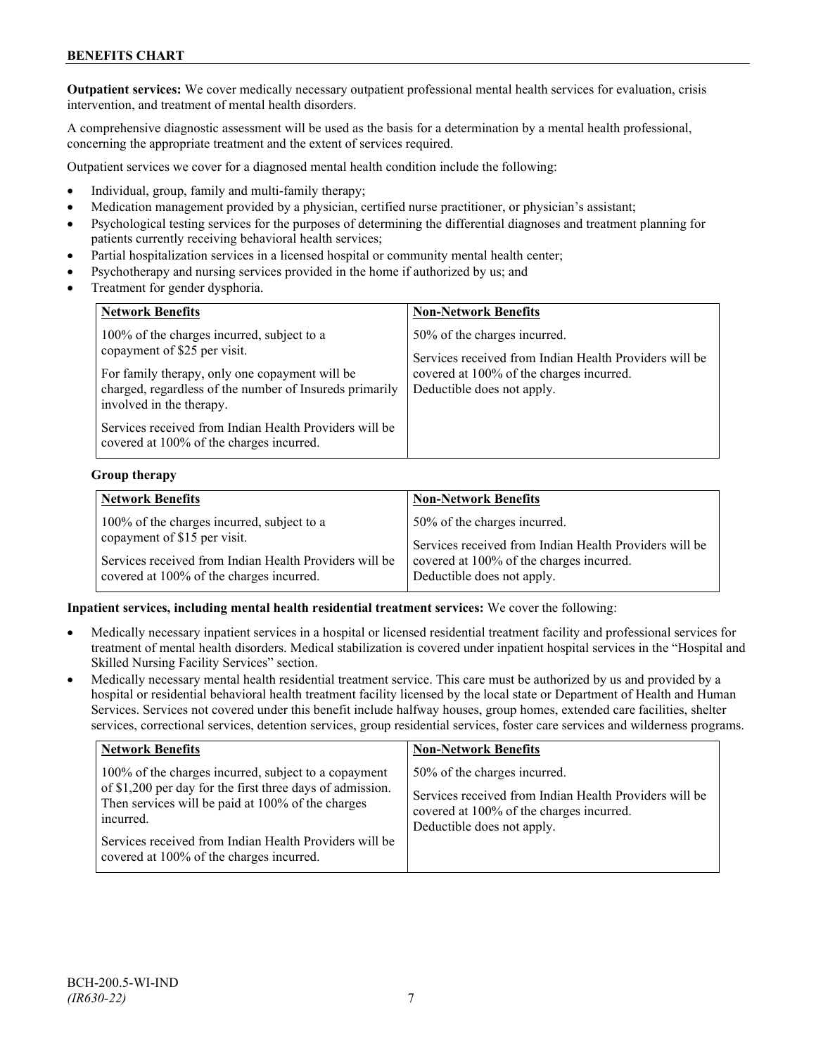**Outpatient services:** We cover medically necessary outpatient professional mental health services for evaluation, crisis intervention, and treatment of mental health disorders.

A comprehensive diagnostic assessment will be used as the basis for a determination by a mental health professional, concerning the appropriate treatment and the extent of services required.

Outpatient services we cover for a diagnosed mental health condition include the following:

- Individual, group, family and multi-family therapy;
- Medication management provided by a physician, certified nurse practitioner, or physician's assistant;
- Psychological testing services for the purposes of determining the differential diagnoses and treatment planning for patients currently receiving behavioral health services;
- Partial hospitalization services in a licensed hospital or community mental health center;
- Psychotherapy and nursing services provided in the home if authorized by us; and
- Treatment for gender dysphoria.

| Network Benefits | Non-Network Benefits |
|---|---|
| 100% of the charges incurred, subject to a copayment of $25 per visit.<br><br>For family therapy, only one copayment will be charged, regardless of the number of Insureds primarily involved in the therapy.<br><br>Services received from Indian Health Providers will be covered at 100% of the charges incurred. | 50% of the charges incurred.<br><br>Services received from Indian Health Providers will be covered at 100% of the charges incurred. Deductible does not apply. |

**Group therapy**

| Network Benefits | Non-Network Benefits |
|---|---|
| 100% of the charges incurred, subject to a copayment of $15 per visit.<br><br>Services received from Indian Health Providers will be covered at 100% of the charges incurred. | 50% of the charges incurred.<br><br>Services received from Indian Health Providers will be covered at 100% of the charges incurred. Deductible does not apply. |

**Inpatient services, including mental health residential treatment services:** We cover the following:

- Medically necessary inpatient services in a hospital or licensed residential treatment facility and professional services for treatment of mental health disorders. Medical stabilization is covered under inpatient hospital services in the "Hospital and Skilled Nursing Facility Services" section.
- Medically necessary mental health residential treatment service. This care must be authorized by us and provided by a hospital or residential behavioral health treatment facility licensed by the local state or Department of Health and Human Services. Services not covered under this benefit include halfway houses, group homes, extended care facilities, shelter services, correctional services, detention services, group residential services, foster care services and wilderness programs.

| Network Benefits | Non-Network Benefits |
|---|---|
| 100% of the charges incurred, subject to a copayment of $1,200 per day for the first three days of admission. Then services will be paid at 100% of the charges incurred.<br><br>Services received from Indian Health Providers will be covered at 100% of the charges incurred. | 50% of the charges incurred.<br><br>Services received from Indian Health Providers will be covered at 100% of the charges incurred. Deductible does not apply. |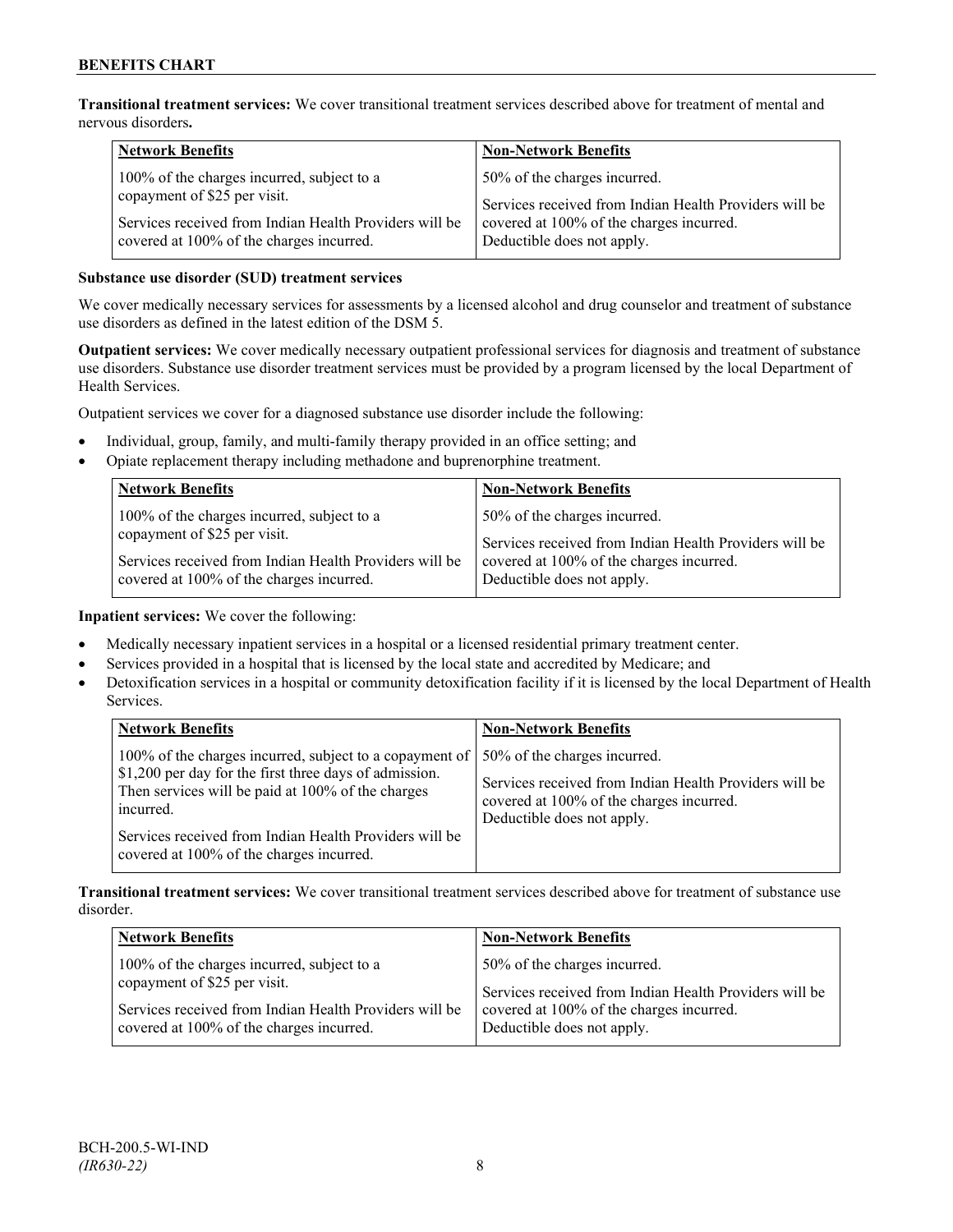**Transitional treatment services:** We cover transitional treatment services described above for treatment of mental and nervous disorders**.**

| Network Benefits | Non-Network Benefits |
|---|---|
| 100% of the charges incurred, subject to a copayment of $25 per visit.<br><br>Services received from Indian Health Providers will be covered at 100% of the charges incurred. | 50% of the charges incurred.<br><br>Services received from Indian Health Providers will be covered at 100% of the charges incurred. Deductible does not apply. |

**Substance use disorder (SUD) treatment services**

We cover medically necessary services for assessments by a licensed alcohol and drug counselor and treatment of substance use disorders as defined in the latest edition of the DSM 5.

**Outpatient services:** We cover medically necessary outpatient professional services for diagnosis and treatment of substance use disorders. Substance use disorder treatment services must be provided by a program licensed by the local Department of Health Services.

Outpatient services we cover for a diagnosed substance use disorder include the following:

- Individual, group, family, and multi-family therapy provided in an office setting; and
- Opiate replacement therapy including methadone and buprenorphine treatment.

| Network Benefits | Non-Network Benefits |
|---|---|
| 100% of the charges incurred, subject to a copayment of $25 per visit.<br><br>Services received from Indian Health Providers will be covered at 100% of the charges incurred. | 50% of the charges incurred.<br><br>Services received from Indian Health Providers will be covered at 100% of the charges incurred. Deductible does not apply. |

**Inpatient services:** We cover the following:

- Medically necessary inpatient services in a hospital or a licensed residential primary treatment center.
- Services provided in a hospital that is licensed by the local state and accredited by Medicare; and
- Detoxification services in a hospital or community detoxification facility if it is licensed by the local Department of Health Services.

| Network Benefits | Non-Network Benefits |
|---|---|
| 100% of the charges incurred, subject to a copayment of $1,200 per day for the first three days of admission. Then services will be paid at 100% of the charges incurred.<br><br>Services received from Indian Health Providers will be covered at 100% of the charges incurred. | 50% of the charges incurred.<br><br>Services received from Indian Health Providers will be covered at 100% of the charges incurred. Deductible does not apply. |

**Transitional treatment services:** We cover transitional treatment services described above for treatment of substance use disorder.

| Network Benefits | Non-Network Benefits |
|---|---|
| 100% of the charges incurred, subject to a copayment of $25 per visit.<br><br>Services received from Indian Health Providers will be covered at 100% of the charges incurred. | 50% of the charges incurred.<br><br>Services received from Indian Health Providers will be covered at 100% of the charges incurred. Deductible does not apply. |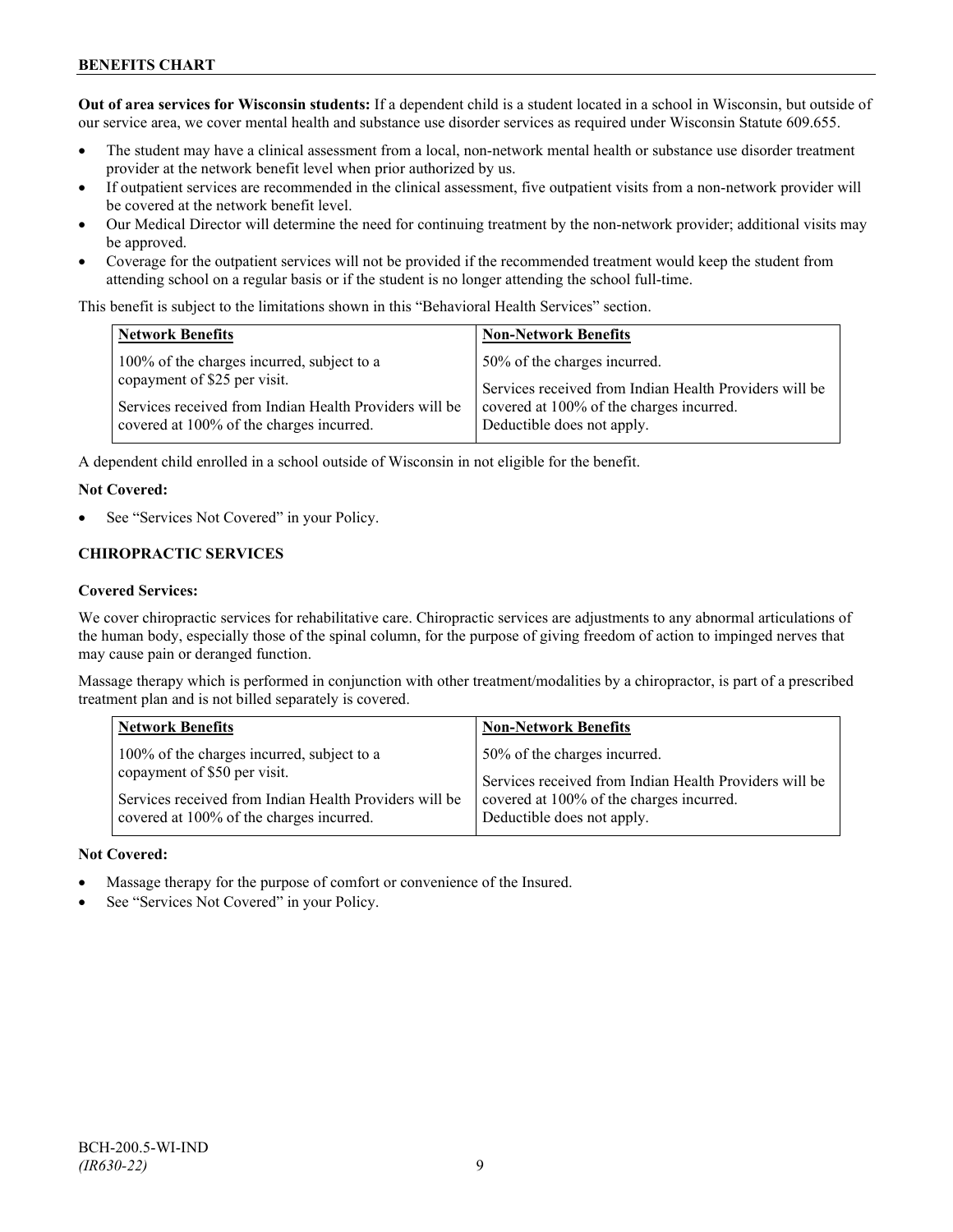**Out of area services for Wisconsin students:** If a dependent child is a student located in a school in Wisconsin, but outside of our service area, we cover mental health and substance use disorder services as required under Wisconsin Statute 609.655.

- The student may have a clinical assessment from a local, non-network mental health or substance use disorder treatment provider at the network benefit level when prior authorized by us.
- If outpatient services are recommended in the clinical assessment, five outpatient visits from a non-network provider will be covered at the network benefit level.
- Our Medical Director will determine the need for continuing treatment by the non-network provider; additional visits may be approved.
- Coverage for the outpatient services will not be provided if the recommended treatment would keep the student from attending school on a regular basis or if the student is no longer attending the school full-time.

This benefit is subject to the limitations shown in this "Behavioral Health Services" section.

| Network Benefits | Non-Network Benefits |
|---|---|
| 100% of the charges incurred, subject to a copayment of $25 per visit.<br><br>Services received from Indian Health Providers will be covered at 100% of the charges incurred. | 50% of the charges incurred.<br><br>Services received from Indian Health Providers will be covered at 100% of the charges incurred. Deductible does not apply. |

A dependent child enrolled in a school outside of Wisconsin in not eligible for the benefit.

**Not Covered:**

- See "Services Not Covered" in your Policy.

## CHIROPRACTIC SERVICES

**Covered Services:**

We cover chiropractic services for rehabilitative care. Chiropractic services are adjustments to any abnormal articulations of the human body, especially those of the spinal column, for the purpose of giving freedom of action to impinged nerves that may cause pain or deranged function.

Massage therapy which is performed in conjunction with other treatment/modalities by a chiropractor, is part of a prescribed treatment plan and is not billed separately is covered.

| Network Benefits | Non-Network Benefits |
|---|---|
| 100% of the charges incurred, subject to a copayment of $50 per visit.<br><br>Services received from Indian Health Providers will be covered at 100% of the charges incurred. | 50% of the charges incurred.<br><br>Services received from Indian Health Providers will be covered at 100% of the charges incurred. Deductible does not apply. |

**Not Covered:**

- Massage therapy for the purpose of comfort or convenience of the Insured.
- See "Services Not Covered" in your Policy.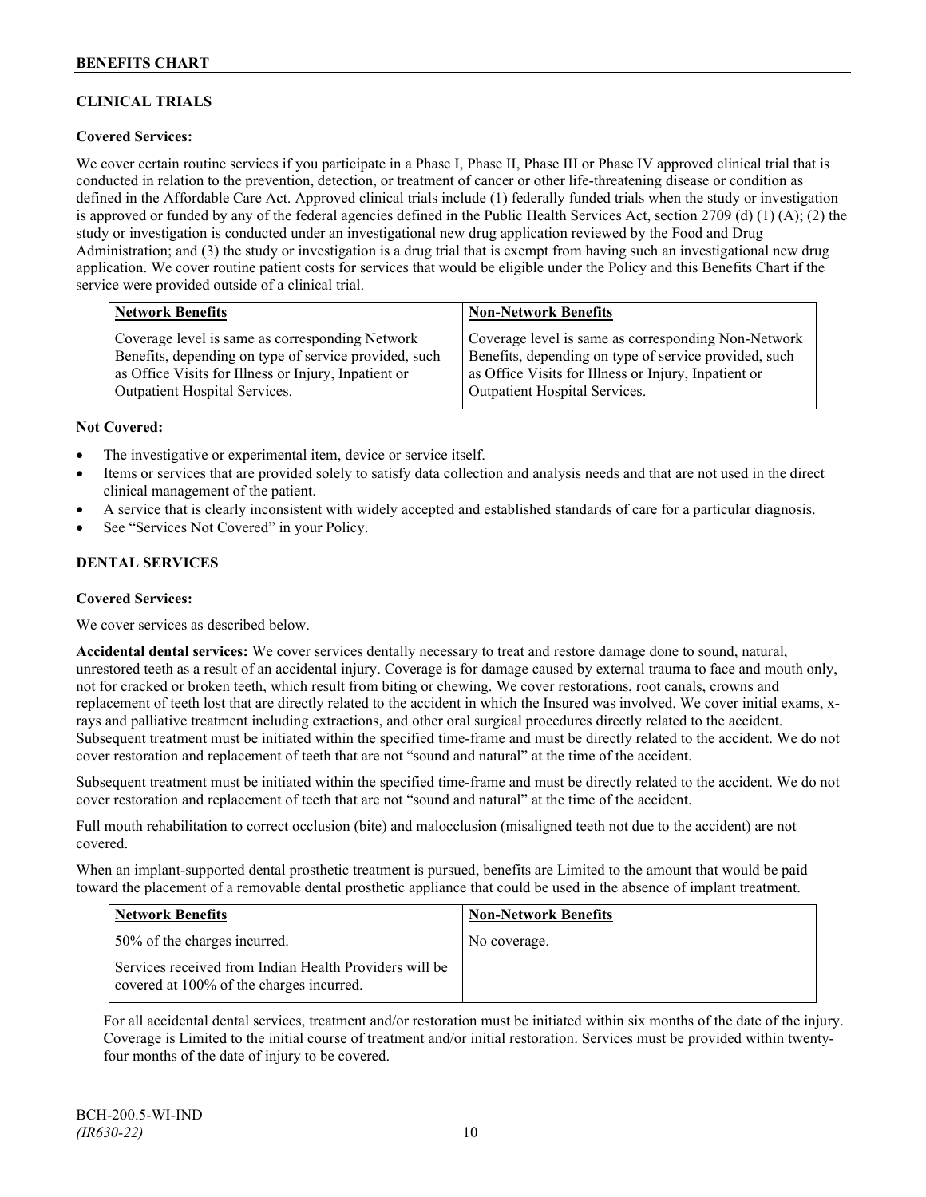## CLINICAL TRIALS

**Covered Services:**

We cover certain routine services if you participate in a Phase I, Phase II, Phase III or Phase IV approved clinical trial that is conducted in relation to the prevention, detection, or treatment of cancer or other life-threatening disease or condition as defined in the Affordable Care Act. Approved clinical trials include (1) federally funded trials when the study or investigation is approved or funded by any of the federal agencies defined in the Public Health Services Act, section 2709 (d) (1) (A); (2) the study or investigation is conducted under an investigational new drug application reviewed by the Food and Drug Administration; and (3) the study or investigation is a drug trial that is exempt from having such an investigational new drug application. We cover routine patient costs for services that would be eligible under the Policy and this Benefits Chart if the service were provided outside of a clinical trial.

| Network Benefits | Non-Network Benefits |
|---|---|
| Coverage level is same as corresponding Network Benefits, depending on type of service provided, such as Office Visits for Illness or Injury, Inpatient or Outpatient Hospital Services. | Coverage level is same as corresponding Non-Network Benefits, depending on type of service provided, such as Office Visits for Illness or Injury, Inpatient or Outpatient Hospital Services. |

**Not Covered:**

- The investigative or experimental item, device or service itself.
- Items or services that are provided solely to satisfy data collection and analysis needs and that are not used in the direct clinical management of the patient.
- A service that is clearly inconsistent with widely accepted and established standards of care for a particular diagnosis.
- See "Services Not Covered" in your Policy.

## DENTAL SERVICES

**Covered Services:**

We cover services as described below.

**Accidental dental services:** We cover services dentally necessary to treat and restore damage done to sound, natural, unrestored teeth as a result of an accidental injury. Coverage is for damage caused by external trauma to face and mouth only, not for cracked or broken teeth, which result from biting or chewing. We cover restorations, root canals, crowns and replacement of teeth lost that are directly related to the accident in which the Insured was involved. We cover initial exams, x-rays and palliative treatment including extractions, and other oral surgical procedures directly related to the accident. Subsequent treatment must be initiated within the specified time-frame and must be directly related to the accident. We do not cover restoration and replacement of teeth that are not "sound and natural" at the time of the accident.

Subsequent treatment must be initiated within the specified time-frame and must be directly related to the accident. We do not cover restoration and replacement of teeth that are not "sound and natural" at the time of the accident.

Full mouth rehabilitation to correct occlusion (bite) and malocclusion (misaligned teeth not due to the accident) are not covered.

When an implant-supported dental prosthetic treatment is pursued, benefits are Limited to the amount that would be paid toward the placement of a removable dental prosthetic appliance that could be used in the absence of implant treatment.

| Network Benefits | Non-Network Benefits |
|---|---|
| 50% of the charges incurred.<br><br>Services received from Indian Health Providers will be covered at 100% of the charges incurred. | No coverage. |

For all accidental dental services, treatment and/or restoration must be initiated within six months of the date of the injury. Coverage is Limited to the initial course of treatment and/or initial restoration. Services must be provided within twenty-four months of the date of injury to be covered.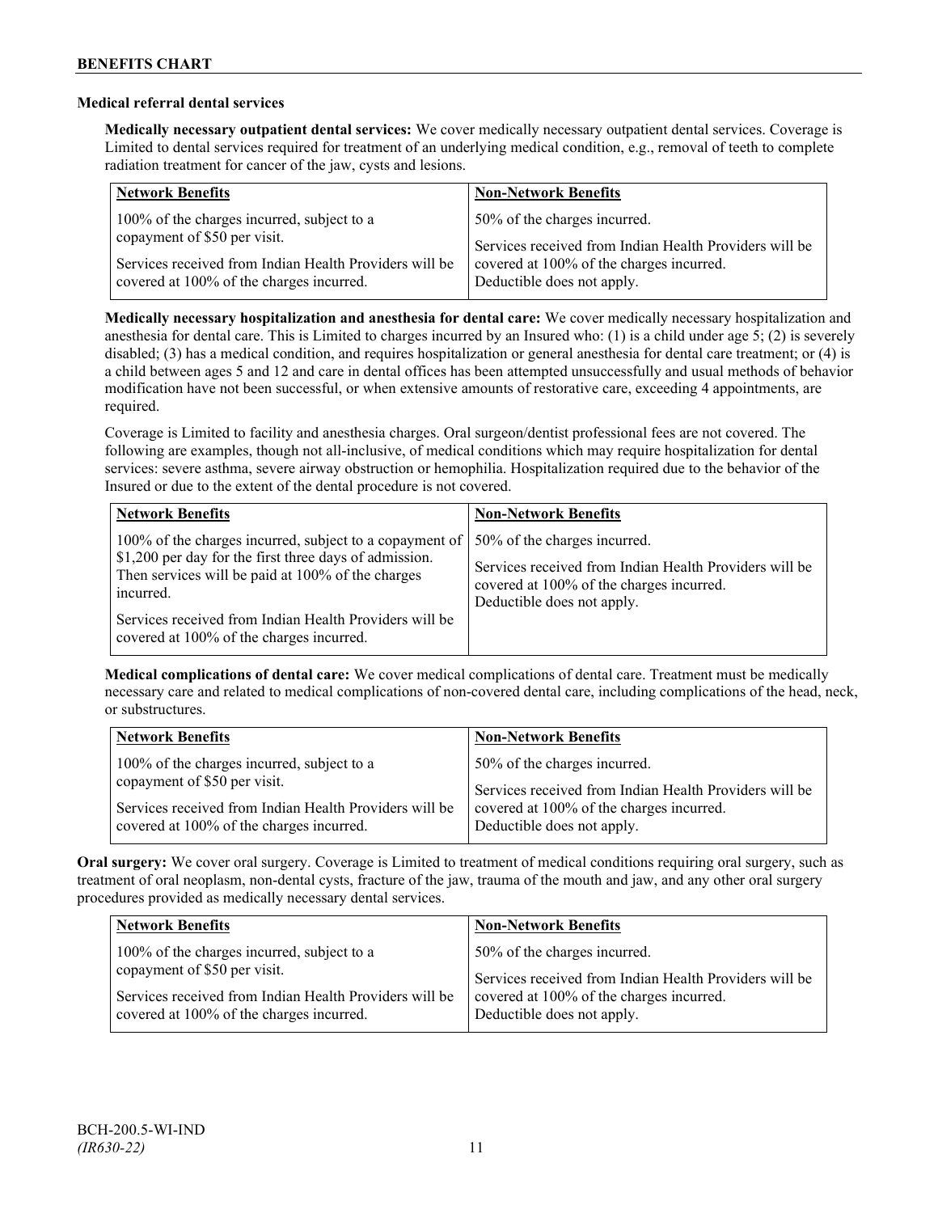**Medical referral dental services**

**Medically necessary outpatient dental services:** We cover medically necessary outpatient dental services. Coverage is Limited to dental services required for treatment of an underlying medical condition, e.g., removal of teeth to complete radiation treatment for cancer of the jaw, cysts and lesions.

| Network Benefits | Non-Network Benefits |
|---|---|
| 100% of the charges incurred, subject to a copayment of $50 per visit.<br><br>Services received from Indian Health Providers will be covered at 100% of the charges incurred. | 50% of the charges incurred.<br><br>Services received from Indian Health Providers will be covered at 100% of the charges incurred. Deductible does not apply. |

**Medically necessary hospitalization and anesthesia for dental care:** We cover medically necessary hospitalization and anesthesia for dental care. This is Limited to charges incurred by an Insured who: (1) is a child under age 5; (2) is severely disabled; (3) has a medical condition, and requires hospitalization or general anesthesia for dental care treatment; or (4) is a child between ages 5 and 12 and care in dental offices has been attempted unsuccessfully and usual methods of behavior modification have not been successful, or when extensive amounts of restorative care, exceeding 4 appointments, are required.

Coverage is Limited to facility and anesthesia charges. Oral surgeon/dentist professional fees are not covered. The following are examples, though not all-inclusive, of medical conditions which may require hospitalization for dental services: severe asthma, severe airway obstruction or hemophilia. Hospitalization required due to the behavior of the Insured or due to the extent of the dental procedure is not covered.

| Network Benefits | Non-Network Benefits |
|---|---|
| 100% of the charges incurred, subject to a copayment of $1,200 per day for the first three days of admission. Then services will be paid at 100% of the charges incurred.<br><br>Services received from Indian Health Providers will be covered at 100% of the charges incurred. | 50% of the charges incurred.<br><br>Services received from Indian Health Providers will be covered at 100% of the charges incurred. Deductible does not apply. |

**Medical complications of dental care:** We cover medical complications of dental care. Treatment must be medically necessary care and related to medical complications of non-covered dental care, including complications of the head, neck, or substructures.

| Network Benefits | Non-Network Benefits |
|---|---|
| 100% of the charges incurred, subject to a copayment of $50 per visit.<br><br>Services received from Indian Health Providers will be covered at 100% of the charges incurred. | 50% of the charges incurred.<br><br>Services received from Indian Health Providers will be covered at 100% of the charges incurred. Deductible does not apply. |

**Oral surgery:** We cover oral surgery. Coverage is Limited to treatment of medical conditions requiring oral surgery, such as treatment of oral neoplasm, non-dental cysts, fracture of the jaw, trauma of the mouth and jaw, and any other oral surgery procedures provided as medically necessary dental services.

| Network Benefits | Non-Network Benefits |
|---|---|
| 100% of the charges incurred, subject to a copayment of $50 per visit.<br><br>Services received from Indian Health Providers will be covered at 100% of the charges incurred. | 50% of the charges incurred.<br><br>Services received from Indian Health Providers will be covered at 100% of the charges incurred. Deductible does not apply. |

BCH-200.5-WI-IND
*(IR630-22)*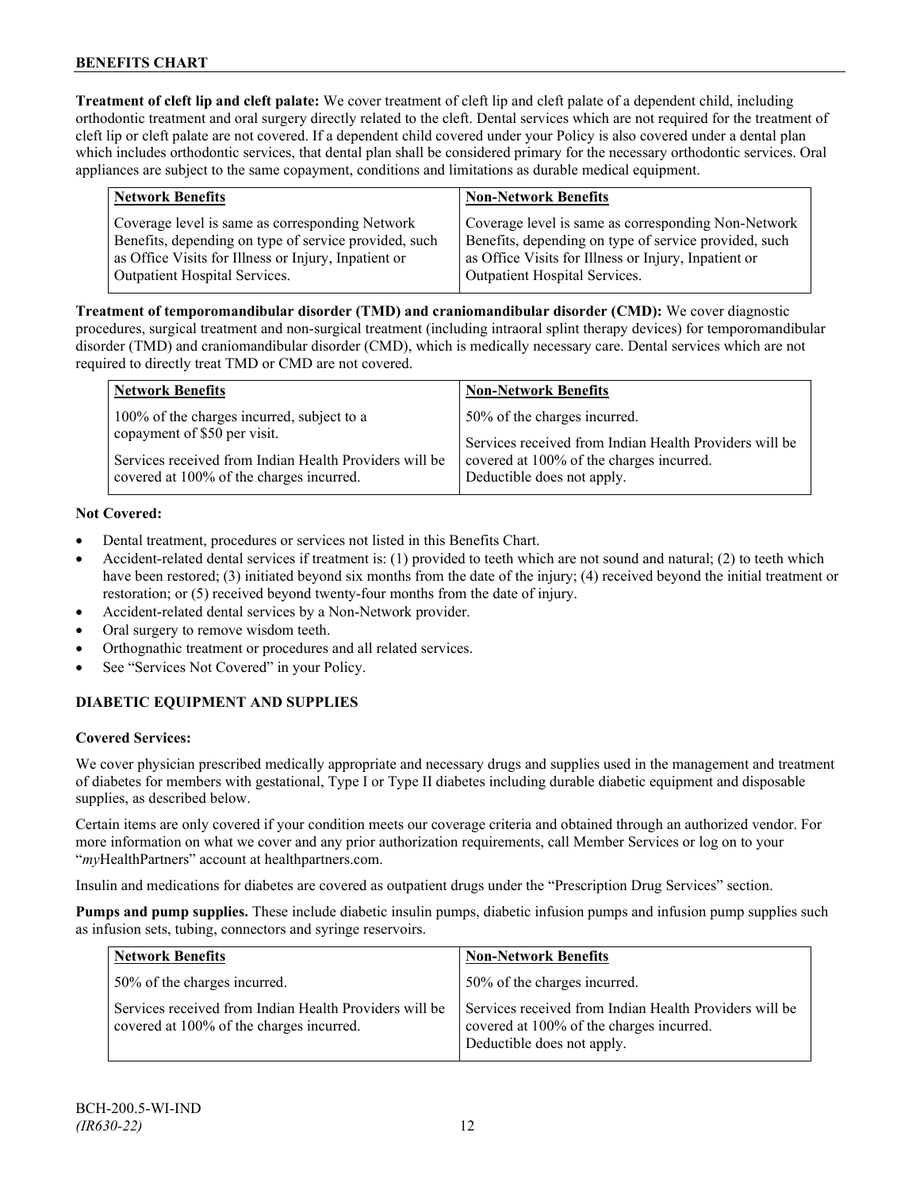**Treatment of cleft lip and cleft palate:** We cover treatment of cleft lip and cleft palate of a dependent child, including orthodontic treatment and oral surgery directly related to the cleft. Dental services which are not required for the treatment of cleft lip or cleft palate are not covered. If a dependent child covered under your Policy is also covered under a dental plan which includes orthodontic services, that dental plan shall be considered primary for the necessary orthodontic services. Oral appliances are subject to the same copayment, conditions and limitations as durable medical equipment.

| Network Benefits | Non-Network Benefits |
|---|---|
| Coverage level is same as corresponding Network Benefits, depending on type of service provided, such as Office Visits for Illness or Injury, Inpatient or Outpatient Hospital Services. | Coverage level is same as corresponding Non-Network Benefits, depending on type of service provided, such as Office Visits for Illness or Injury, Inpatient or Outpatient Hospital Services. |

**Treatment of temporomandibular disorder (TMD) and craniomandibular disorder (CMD):** We cover diagnostic procedures, surgical treatment and non-surgical treatment (including intraoral splint therapy devices) for temporomandibular disorder (TMD) and craniomandibular disorder (CMD), which is medically necessary care. Dental services which are not required to directly treat TMD or CMD are not covered.

| Network Benefits | Non-Network Benefits |
|---|---|
| 100% of the charges incurred, subject to a copayment of $50 per visit.<br><br>Services received from Indian Health Providers will be covered at 100% of the charges incurred. | 50% of the charges incurred.<br><br>Services received from Indian Health Providers will be covered at 100% of the charges incurred. Deductible does not apply. |

**Not Covered:**

- Dental treatment, procedures or services not listed in this Benefits Chart.
- Accident-related dental services if treatment is: (1) provided to teeth which are not sound and natural; (2) to teeth which have been restored; (3) initiated beyond six months from the date of the injury; (4) received beyond the initial treatment or restoration; or (5) received beyond twenty-four months from the date of injury.
- Accident-related dental services by a Non-Network provider.
- Oral surgery to remove wisdom teeth.
- Orthognathic treatment or procedures and all related services.
- See "Services Not Covered" in your Policy.

## DIABETIC EQUIPMENT AND SUPPLIES

**Covered Services:**

We cover physician prescribed medically appropriate and necessary drugs and supplies used in the management and treatment of diabetes for members with gestational, Type I or Type II diabetes including durable diabetic equipment and disposable supplies, as described below.

Certain items are only covered if your condition meets our coverage criteria and obtained through an authorized vendor. For more information on what we cover and any prior authorization requirements, call Member Services or log on to your "*my*HealthPartners" account at healthpartners.com.

Insulin and medications for diabetes are covered as outpatient drugs under the "Prescription Drug Services" section.

**Pumps and pump supplies.** These include diabetic insulin pumps, diabetic infusion pumps and infusion pump supplies such as infusion sets, tubing, connectors and syringe reservoirs.

| Network Benefits | Non-Network Benefits |
|---|---|
| 50% of the charges incurred.<br><br>Services received from Indian Health Providers will be covered at 100% of the charges incurred. | 50% of the charges incurred.<br><br>Services received from Indian Health Providers will be covered at 100% of the charges incurred. Deductible does not apply. |

BCH-200.5-WI-IND
*(IR630-22)*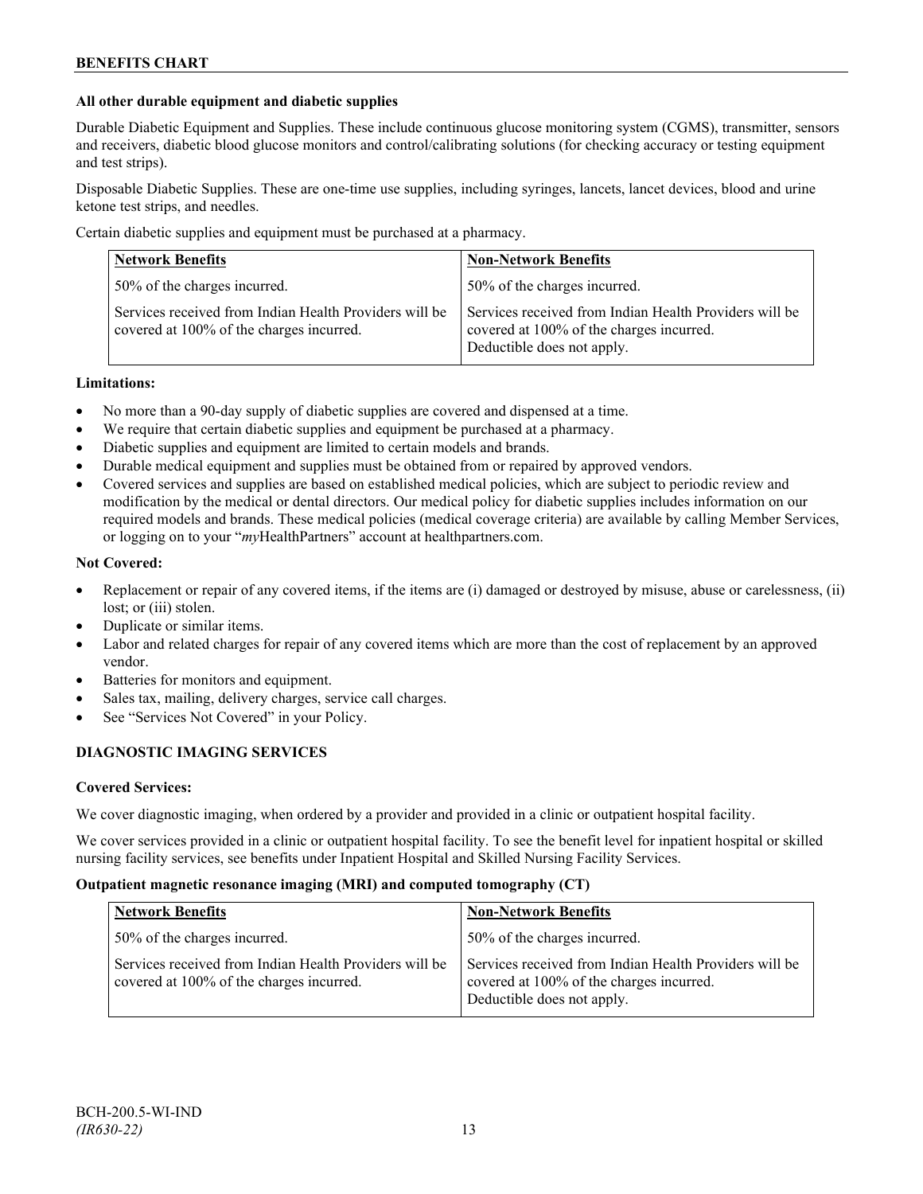**All other durable equipment and diabetic supplies**

Durable Diabetic Equipment and Supplies. These include continuous glucose monitoring system (CGMS), transmitter, sensors and receivers, diabetic blood glucose monitors and control/calibrating solutions (for checking accuracy or testing equipment and test strips).

Disposable Diabetic Supplies. These are one-time use supplies, including syringes, lancets, lancet devices, blood and urine ketone test strips, and needles.

Certain diabetic supplies and equipment must be purchased at a pharmacy.

| Network Benefits | Non-Network Benefits |
| --- | --- |
| 50% of the charges incurred. | 50% of the charges incurred. |
| Services received from Indian Health Providers will be covered at 100% of the charges incurred. | Services received from Indian Health Providers will be covered at 100% of the charges incurred. Deductible does not apply. |

**Limitations:**

- No more than a 90-day supply of diabetic supplies are covered and dispensed at a time.
- We require that certain diabetic supplies and equipment be purchased at a pharmacy.
- Diabetic supplies and equipment are limited to certain models and brands.
- Durable medical equipment and supplies must be obtained from or repaired by approved vendors.
- Covered services and supplies are based on established medical policies, which are subject to periodic review and modification by the medical or dental directors. Our medical policy for diabetic supplies includes information on our required models and brands. These medical policies (medical coverage criteria) are available by calling Member Services, or logging on to your "*my*HealthPartners" account at healthpartners.com.

**Not Covered:**

- Replacement or repair of any covered items, if the items are (i) damaged or destroyed by misuse, abuse or carelessness, (ii) lost; or (iii) stolen.
- Duplicate or similar items.
- Labor and related charges for repair of any covered items which are more than the cost of replacement by an approved vendor.
- Batteries for monitors and equipment.
- Sales tax, mailing, delivery charges, service call charges.
- See "Services Not Covered" in your Policy.

## DIAGNOSTIC IMAGING SERVICES

**Covered Services:**

We cover diagnostic imaging, when ordered by a provider and provided in a clinic or outpatient hospital facility.

We cover services provided in a clinic or outpatient hospital facility. To see the benefit level for inpatient hospital or skilled nursing facility services, see benefits under Inpatient Hospital and Skilled Nursing Facility Services.

**Outpatient magnetic resonance imaging (MRI) and computed tomography (CT)**

| Network Benefits | Non-Network Benefits |
| --- | --- |
| 50% of the charges incurred. | 50% of the charges incurred. |
| Services received from Indian Health Providers will be covered at 100% of the charges incurred. | Services received from Indian Health Providers will be covered at 100% of the charges incurred. Deductible does not apply. |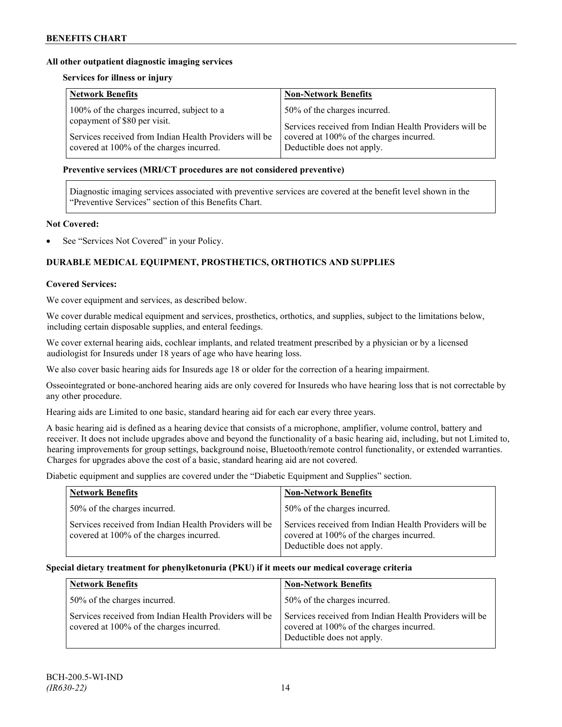**All other outpatient diagnostic imaging services**

**Services for illness or injury**

| Network Benefits | Non-Network Benefits |
|---|---|
| 100% of the charges incurred, subject to a copayment of $80 per visit.<br><br>Services received from Indian Health Providers will be covered at 100% of the charges incurred. | 50% of the charges incurred.<br><br>Services received from Indian Health Providers will be covered at 100% of the charges incurred. Deductible does not apply. |

**Preventive services (MRI/CT procedures are not considered preventive)**

Diagnostic imaging services associated with preventive services are covered at the benefit level shown in the "Preventive Services" section of this Benefits Chart.

**Not Covered:**

- See "Services Not Covered" in your Policy.

## DURABLE MEDICAL EQUIPMENT, PROSTHETICS, ORTHOTICS AND SUPPLIES

**Covered Services:**

We cover equipment and services, as described below.

We cover durable medical equipment and services, prosthetics, orthotics, and supplies, subject to the limitations below, including certain disposable supplies, and enteral feedings.

We cover external hearing aids, cochlear implants, and related treatment prescribed by a physician or by a licensed audiologist for Insureds under 18 years of age who have hearing loss.

We also cover basic hearing aids for Insureds age 18 or older for the correction of a hearing impairment.

Osseointegrated or bone-anchored hearing aids are only covered for Insureds who have hearing loss that is not correctable by any other procedure.

Hearing aids are Limited to one basic, standard hearing aid for each ear every three years.

A basic hearing aid is defined as a hearing device that consists of a microphone, amplifier, volume control, battery and receiver. It does not include upgrades above and beyond the functionality of a basic hearing aid, including, but not Limited to, hearing improvements for group settings, background noise, Bluetooth/remote control functionality, or extended warranties. Charges for upgrades above the cost of a basic, standard hearing aid are not covered.

Diabetic equipment and supplies are covered under the "Diabetic Equipment and Supplies" section.

| Network Benefits | Non-Network Benefits |
|---|---|
| 50% of the charges incurred.<br><br>Services received from Indian Health Providers will be covered at 100% of the charges incurred. | 50% of the charges incurred.<br><br>Services received from Indian Health Providers will be covered at 100% of the charges incurred. Deductible does not apply. |

**Special dietary treatment for phenylketonuria (PKU) if it meets our medical coverage criteria**

| Network Benefits | Non-Network Benefits |
|---|---|
| 50% of the charges incurred.<br><br>Services received from Indian Health Providers will be covered at 100% of the charges incurred. | 50% of the charges incurred.<br><br>Services received from Indian Health Providers will be covered at 100% of the charges incurred. Deductible does not apply. |

BCH-200.5-WI-IND
*(IR630-22)*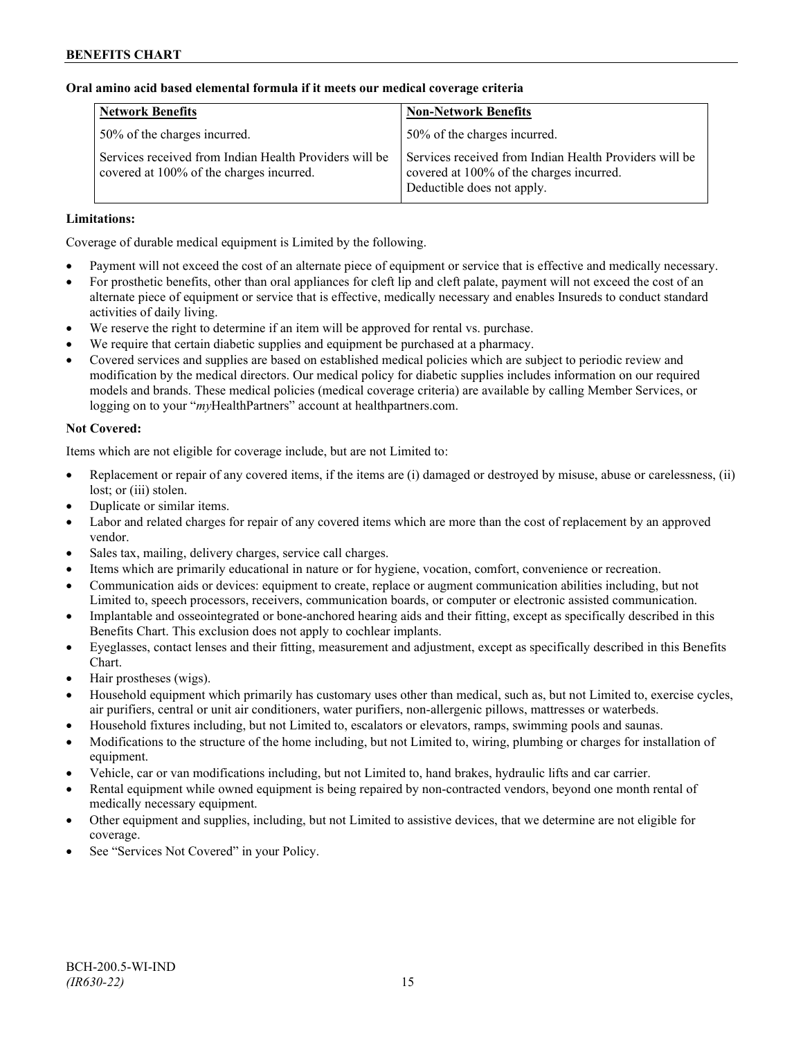**Oral amino acid based elemental formula if it meets our medical coverage criteria**

| **Network Benefits** | **Non-Network Benefits** |
|---|---|
| 50% of the charges incurred.<br><br>Services received from Indian Health Providers will be covered at 100% of the charges incurred. | 50% of the charges incurred.<br><br>Services received from Indian Health Providers will be covered at 100% of the charges incurred. Deductible does not apply. |

**Limitations:**

Coverage of durable medical equipment is Limited by the following.

- Payment will not exceed the cost of an alternate piece of equipment or service that is effective and medically necessary.
- For prosthetic benefits, other than oral appliances for cleft lip and cleft palate, payment will not exceed the cost of an alternate piece of equipment or service that is effective, medically necessary and enables Insureds to conduct standard activities of daily living.
- We reserve the right to determine if an item will be approved for rental vs. purchase.
- We require that certain diabetic supplies and equipment be purchased at a pharmacy.
- Covered services and supplies are based on established medical policies which are subject to periodic review and modification by the medical directors. Our medical policy for diabetic supplies includes information on our required models and brands. These medical policies (medical coverage criteria) are available by calling Member Services, or logging on to your "*my*HealthPartners" account at healthpartners.com.

**Not Covered:**

Items which are not eligible for coverage include, but are not Limited to:

- Replacement or repair of any covered items, if the items are (i) damaged or destroyed by misuse, abuse or carelessness, (ii) lost; or (iii) stolen.
- Duplicate or similar items.
- Labor and related charges for repair of any covered items which are more than the cost of replacement by an approved vendor.
- Sales tax, mailing, delivery charges, service call charges.
- Items which are primarily educational in nature or for hygiene, vocation, comfort, convenience or recreation.
- Communication aids or devices: equipment to create, replace or augment communication abilities including, but not Limited to, speech processors, receivers, communication boards, or computer or electronic assisted communication.
- Implantable and osseointegrated or bone-anchored hearing aids and their fitting, except as specifically described in this Benefits Chart. This exclusion does not apply to cochlear implants.
- Eyeglasses, contact lenses and their fitting, measurement and adjustment, except as specifically described in this Benefits Chart.
- Hair prostheses (wigs).
- Household equipment which primarily has customary uses other than medical, such as, but not Limited to, exercise cycles, air purifiers, central or unit air conditioners, water purifiers, non-allergenic pillows, mattresses or waterbeds.
- Household fixtures including, but not Limited to, escalators or elevators, ramps, swimming pools and saunas.
- Modifications to the structure of the home including, but not Limited to, wiring, plumbing or charges for installation of equipment.
- Vehicle, car or van modifications including, but not Limited to, hand brakes, hydraulic lifts and car carrier.
- Rental equipment while owned equipment is being repaired by non-contracted vendors, beyond one month rental of medically necessary equipment.
- Other equipment and supplies, including, but not Limited to assistive devices, that we determine are not eligible for coverage.
- See "Services Not Covered" in your Policy.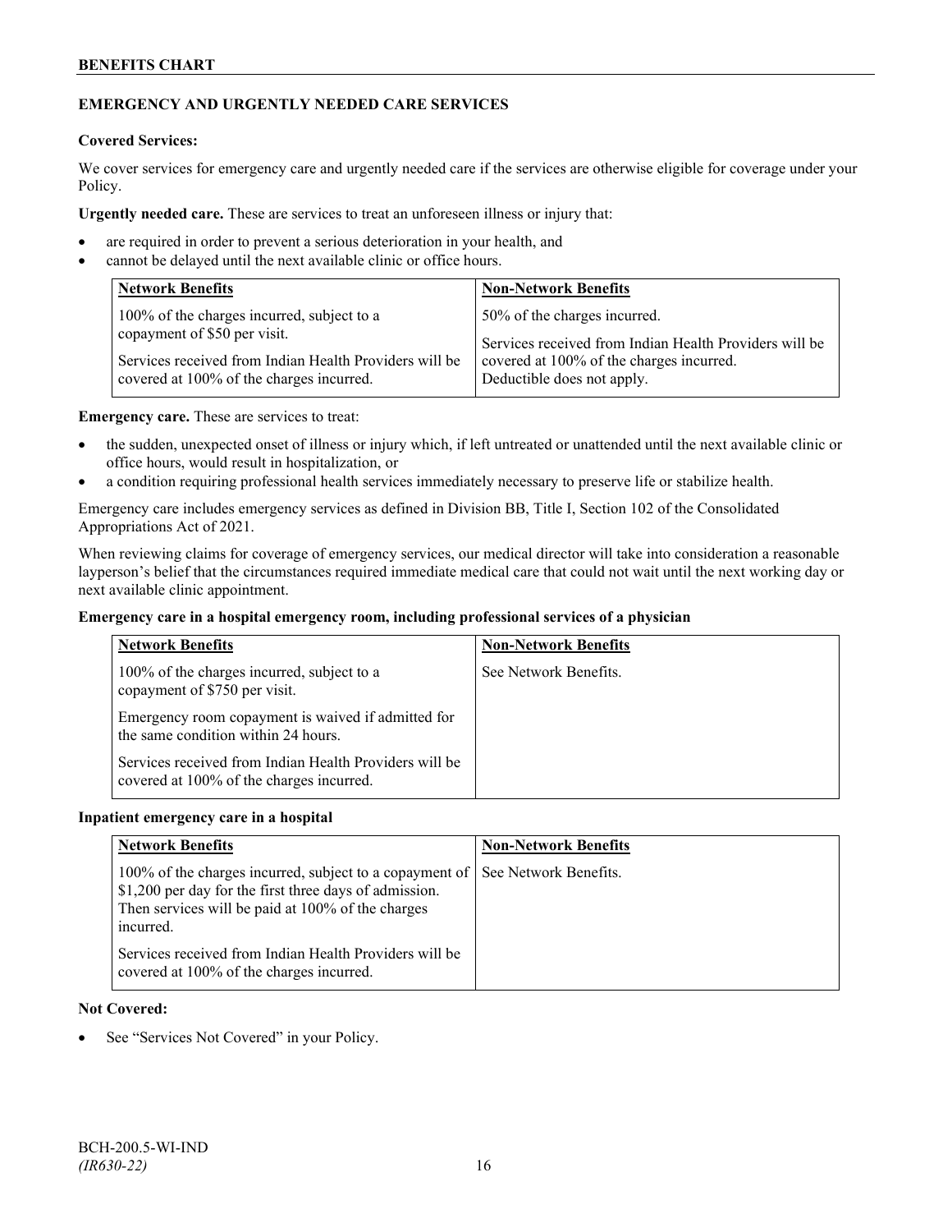## EMERGENCY AND URGENTLY NEEDED CARE SERVICES

**Covered Services:**

We cover services for emergency care and urgently needed care if the services are otherwise eligible for coverage under your Policy.

**Urgently needed care.** These are services to treat an unforeseen illness or injury that:

- are required in order to prevent a serious deterioration in your health, and
- cannot be delayed until the next available clinic or office hours.

| Network Benefits | Non-Network Benefits |
|---|---|
| 100% of the charges incurred, subject to a copayment of $50 per visit.<br><br>Services received from Indian Health Providers will be covered at 100% of the charges incurred. | 50% of the charges incurred.<br><br>Services received from Indian Health Providers will be covered at 100% of the charges incurred. Deductible does not apply. |

**Emergency care.** These are services to treat:

- the sudden, unexpected onset of illness or injury which, if left untreated or unattended until the next available clinic or office hours, would result in hospitalization, or
- a condition requiring professional health services immediately necessary to preserve life or stabilize health.

Emergency care includes emergency services as defined in Division BB, Title I, Section 102 of the Consolidated Appropriations Act of 2021.

When reviewing claims for coverage of emergency services, our medical director will take into consideration a reasonable layperson's belief that the circumstances required immediate medical care that could not wait until the next working day or next available clinic appointment.

**Emergency care in a hospital emergency room, including professional services of a physician**

| Network Benefits | Non-Network Benefits |
|---|---|
| 100% of the charges incurred, subject to a copayment of $750 per visit.<br><br>Emergency room copayment is waived if admitted for the same condition within 24 hours.<br><br>Services received from Indian Health Providers will be covered at 100% of the charges incurred. | See Network Benefits. |

**Inpatient emergency care in a hospital**

| Network Benefits | Non-Network Benefits |
|---|---|
| 100% of the charges incurred, subject to a copayment of $1,200 per day for the first three days of admission. Then services will be paid at 100% of the charges incurred.<br><br>Services received from Indian Health Providers will be covered at 100% of the charges incurred. | See Network Benefits. |

**Not Covered:**

- See "Services Not Covered" in your Policy.

BCH-200.5-WI-IND
*(IR630-22)*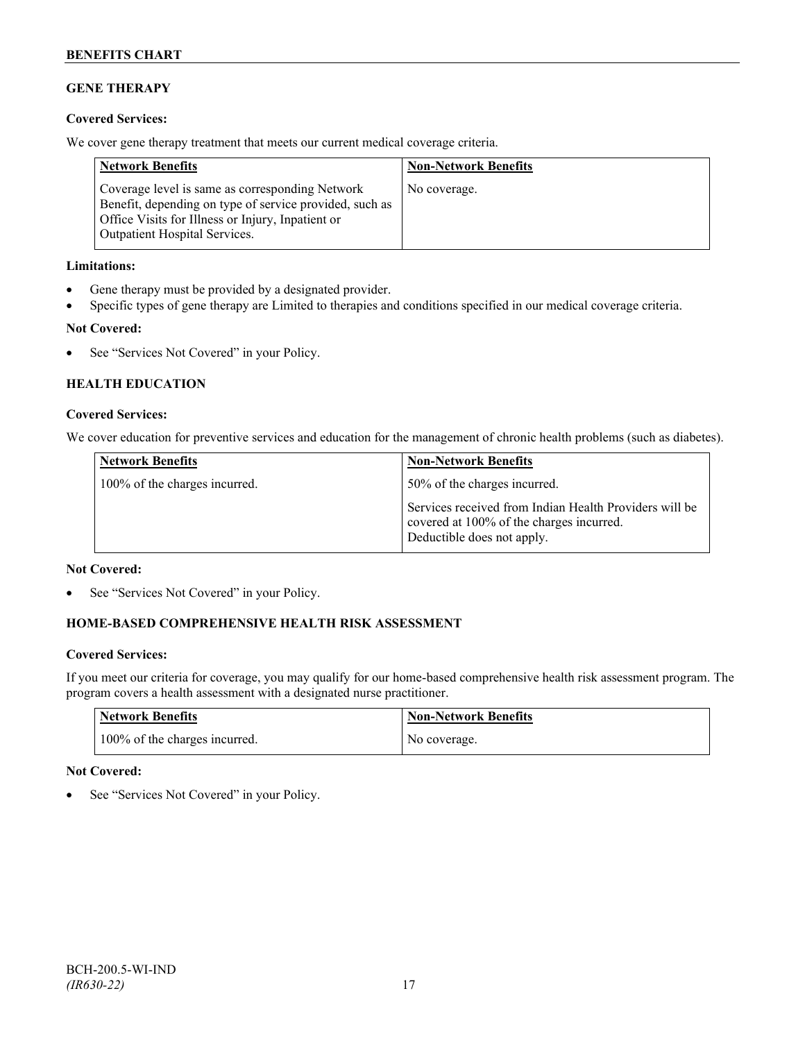## GENE THERAPY

**Covered Services:**

We cover gene therapy treatment that meets our current medical coverage criteria.

| Network Benefits | Non-Network Benefits |
|---|---|
| Coverage level is same as corresponding Network Benefit, depending on type of service provided, such as Office Visits for Illness or Injury, Inpatient or Outpatient Hospital Services. | No coverage. |

**Limitations:**

- Gene therapy must be provided by a designated provider.
- Specific types of gene therapy are Limited to therapies and conditions specified in our medical coverage criteria.

**Not Covered:**

- See "Services Not Covered" in your Policy.

## HEALTH EDUCATION

**Covered Services:**

We cover education for preventive services and education for the management of chronic health problems (such as diabetes).

| Network Benefits | Non-Network Benefits |
|---|---|
| 100% of the charges incurred. | 50% of the charges incurred.<br><br>Services received from Indian Health Providers will be covered at 100% of the charges incurred. Deductible does not apply. |

**Not Covered:**

- See "Services Not Covered" in your Policy.

## HOME-BASED COMPREHENSIVE HEALTH RISK ASSESSMENT

**Covered Services:**

If you meet our criteria for coverage, you may qualify for our home-based comprehensive health risk assessment program. The program covers a health assessment with a designated nurse practitioner.

| Network Benefits | Non-Network Benefits |
|---|---|
| 100% of the charges incurred. | No coverage. |

**Not Covered:**

- See "Services Not Covered" in your Policy.

BCH-200.5-WI-IND
*(IR630-22)*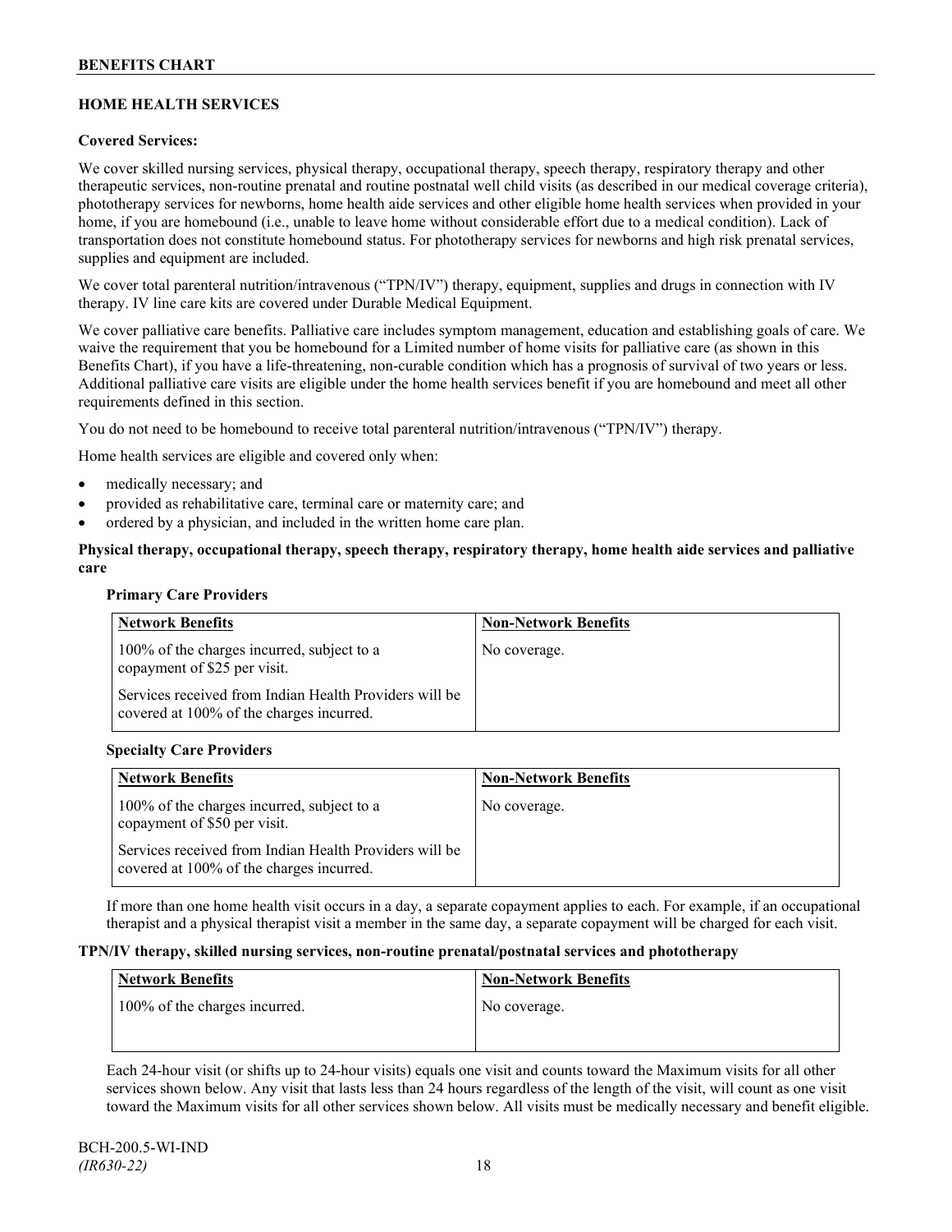## HOME HEALTH SERVICES

**Covered Services:**

We cover skilled nursing services, physical therapy, occupational therapy, speech therapy, respiratory therapy and other therapeutic services, non-routine prenatal and routine postnatal well child visits (as described in our medical coverage criteria), phototherapy services for newborns, home health aide services and other eligible home health services when provided in your home, if you are homebound (i.e., unable to leave home without considerable effort due to a medical condition). Lack of transportation does not constitute homebound status. For phototherapy services for newborns and high risk prenatal services, supplies and equipment are included.

We cover total parenteral nutrition/intravenous ("TPN/IV") therapy, equipment, supplies and drugs in connection with IV therapy. IV line care kits are covered under Durable Medical Equipment.

We cover palliative care benefits. Palliative care includes symptom management, education and establishing goals of care. We waive the requirement that you be homebound for a Limited number of home visits for palliative care (as shown in this Benefits Chart), if you have a life-threatening, non-curable condition which has a prognosis of survival of two years or less. Additional palliative care visits are eligible under the home health services benefit if you are homebound and meet all other requirements defined in this section.

You do not need to be homebound to receive total parenteral nutrition/intravenous ("TPN/IV") therapy.

Home health services are eligible and covered only when:

- medically necessary; and
- provided as rehabilitative care, terminal care or maternity care; and
- ordered by a physician, and included in the written home care plan.

**Physical therapy, occupational therapy, speech therapy, respiratory therapy, home health aide services and palliative care**

**Primary Care Providers**

| Network Benefits | Non-Network Benefits |
|---|---|
| 100% of the charges incurred, subject to a copayment of $25 per visit.<br><br>Services received from Indian Health Providers will be covered at 100% of the charges incurred. | No coverage. |

**Specialty Care Providers**

| Network Benefits | Non-Network Benefits |
|---|---|
| 100% of the charges incurred, subject to a copayment of $50 per visit.<br><br>Services received from Indian Health Providers will be covered at 100% of the charges incurred. | No coverage. |

If more than one home health visit occurs in a day, a separate copayment applies to each. For example, if an occupational therapist and a physical therapist visit a member in the same day, a separate copayment will be charged for each visit.

**TPN/IV therapy, skilled nursing services, non-routine prenatal/postnatal services and phototherapy**

| Network Benefits | Non-Network Benefits |
|---|---|
| 100% of the charges incurred. | No coverage. |

Each 24-hour visit (or shifts up to 24-hour visits) equals one visit and counts toward the Maximum visits for all other services shown below. Any visit that lasts less than 24 hours regardless of the length of the visit, will count as one visit toward the Maximum visits for all other services shown below. All visits must be medically necessary and benefit eligible.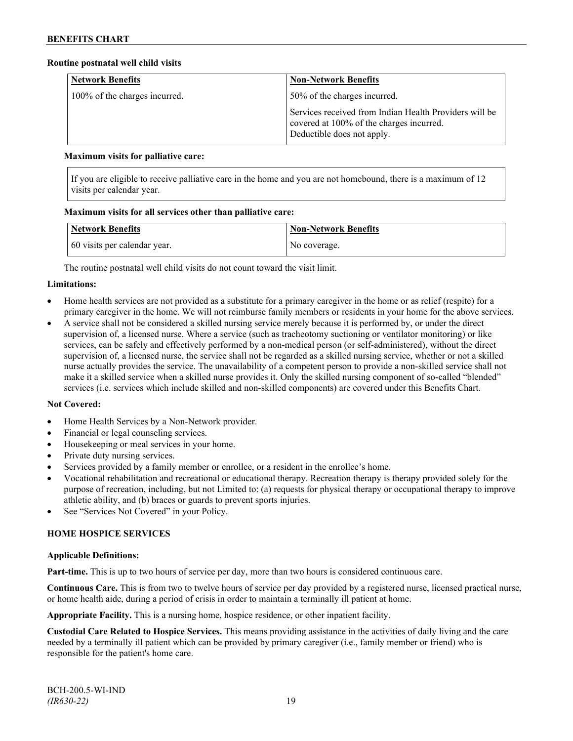**Routine postnatal well child visits**

| Network Benefits | Non-Network Benefits |
| --- | --- |
| 100% of the charges incurred. | 50% of the charges incurred.<br><br>Services received from Indian Health Providers will be covered at 100% of the charges incurred. Deductible does not apply. |

**Maximum visits for palliative care:**

| If you are eligible to receive palliative care in the home and you are not homebound, there is a maximum of 12 visits per calendar year. |
| --- |

**Maximum visits for all services other than palliative care:**

| Network Benefits | Non-Network Benefits |
| --- | --- |
| 60 visits per calendar year. | No coverage. |

The routine postnatal well child visits do not count toward the visit limit.

**Limitations:**

- Home health services are not provided as a substitute for a primary caregiver in the home or as relief (respite) for a primary caregiver in the home. We will not reimburse family members or residents in your home for the above services.
- A service shall not be considered a skilled nursing service merely because it is performed by, or under the direct supervision of, a licensed nurse. Where a service (such as tracheotomy suctioning or ventilator monitoring) or like services, can be safely and effectively performed by a non-medical person (or self-administered), without the direct supervision of, a licensed nurse, the service shall not be regarded as a skilled nursing service, whether or not a skilled nurse actually provides the service. The unavailability of a competent person to provide a non-skilled service shall not make it a skilled service when a skilled nurse provides it. Only the skilled nursing component of so-called "blended" services (i.e. services which include skilled and non-skilled components) are covered under this Benefits Chart.

**Not Covered:**

- Home Health Services by a Non-Network provider.
- Financial or legal counseling services.
- Housekeeping or meal services in your home.
- Private duty nursing services.
- Services provided by a family member or enrollee, or a resident in the enrollee's home.
- Vocational rehabilitation and recreational or educational therapy. Recreation therapy is therapy provided solely for the purpose of recreation, including, but not Limited to: (a) requests for physical therapy or occupational therapy to improve athletic ability, and (b) braces or guards to prevent sports injuries.
- See "Services Not Covered" in your Policy.

## HOME HOSPICE SERVICES

**Applicable Definitions:**

**Part-time.** This is up to two hours of service per day, more than two hours is considered continuous care.

**Continuous Care.** This is from two to twelve hours of service per day provided by a registered nurse, licensed practical nurse, or home health aide, during a period of crisis in order to maintain a terminally ill patient at home.

**Appropriate Facility.** This is a nursing home, hospice residence, or other inpatient facility.

**Custodial Care Related to Hospice Services.** This means providing assistance in the activities of daily living and the care needed by a terminally ill patient which can be provided by primary caregiver (i.e., family member or friend) who is responsible for the patient's home care.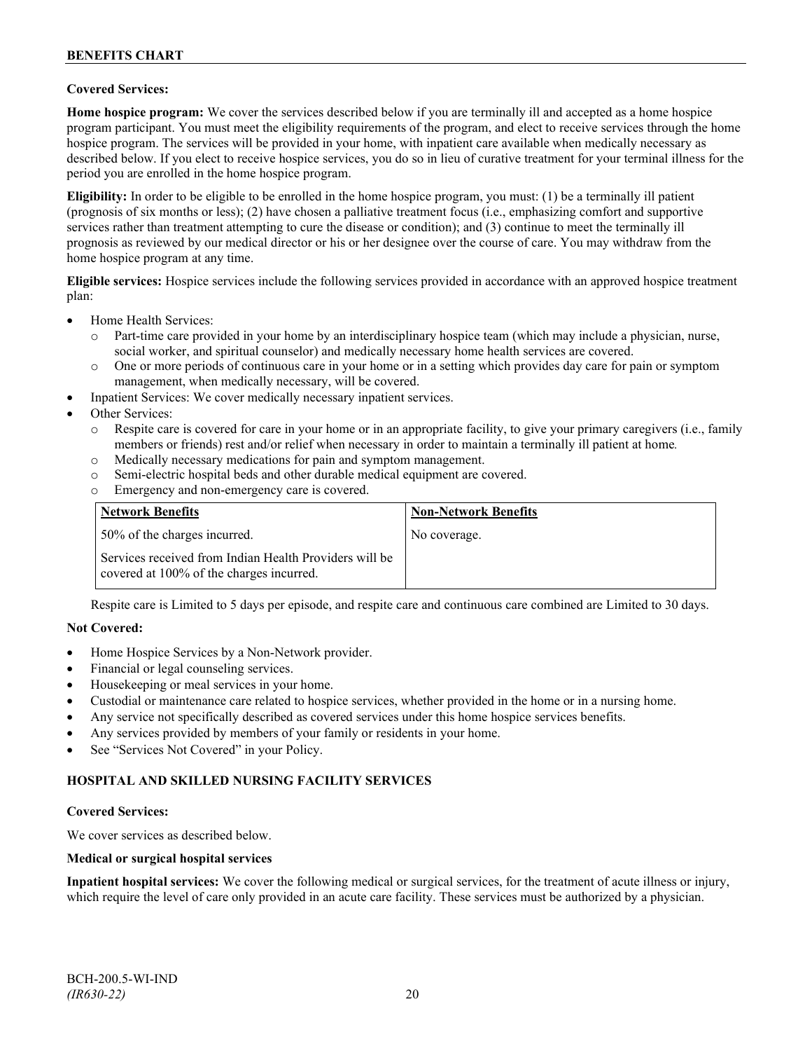**Covered Services:**

**Home hospice program:** We cover the services described below if you are terminally ill and accepted as a home hospice program participant. You must meet the eligibility requirements of the program, and elect to receive services through the home hospice program. The services will be provided in your home, with inpatient care available when medically necessary as described below. If you elect to receive hospice services, you do so in lieu of curative treatment for your terminal illness for the period you are enrolled in the home hospice program.

**Eligibility:** In order to be eligible to be enrolled in the home hospice program, you must: (1) be a terminally ill patient (prognosis of six months or less); (2) have chosen a palliative treatment focus (i.e., emphasizing comfort and supportive services rather than treatment attempting to cure the disease or condition); and (3) continue to meet the terminally ill prognosis as reviewed by our medical director or his or her designee over the course of care. You may withdraw from the home hospice program at any time.

**Eligible services:** Hospice services include the following services provided in accordance with an approved hospice treatment plan:

- Home Health Services:
  - Part-time care provided in your home by an interdisciplinary hospice team (which may include a physician, nurse, social worker, and spiritual counselor) and medically necessary home health services are covered.
  - One or more periods of continuous care in your home or in a setting which provides day care for pain or symptom management, when medically necessary, will be covered.
- Inpatient Services: We cover medically necessary inpatient services.
- Other Services:
  - Respite care is covered for care in your home or in an appropriate facility, to give your primary caregivers (i.e., family members or friends) rest and/or relief when necessary in order to maintain a terminally ill patient at home.
  - Medically necessary medications for pain and symptom management.
  - Semi-electric hospital beds and other durable medical equipment are covered.
  - Emergency and non-emergency care is covered.

| Network Benefits | Non-Network Benefits |
|---|---|
| 50% of the charges incurred.<br><br>Services received from Indian Health Providers will be covered at 100% of the charges incurred. | No coverage. |

Respite care is Limited to 5 days per episode, and respite care and continuous care combined are Limited to 30 days.

**Not Covered:**

- Home Hospice Services by a Non-Network provider.
- Financial or legal counseling services.
- Housekeeping or meal services in your home.
- Custodial or maintenance care related to hospice services, whether provided in the home or in a nursing home.
- Any service not specifically described as covered services under this home hospice services benefits.
- Any services provided by members of your family or residents in your home.
- See "Services Not Covered" in your Policy.

## HOSPITAL AND SKILLED NURSING FACILITY SERVICES

**Covered Services:**

We cover services as described below.

**Medical or surgical hospital services**

**Inpatient hospital services:** We cover the following medical or surgical services, for the treatment of acute illness or injury, which require the level of care only provided in an acute care facility. These services must be authorized by a physician.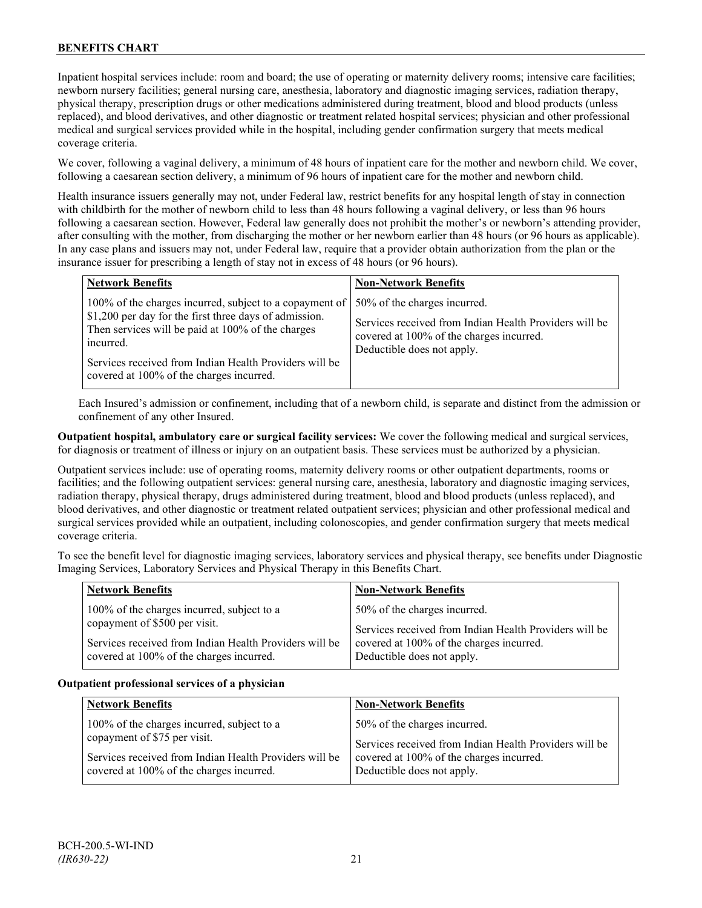Inpatient hospital services include: room and board; the use of operating or maternity delivery rooms; intensive care facilities; newborn nursery facilities; general nursing care, anesthesia, laboratory and diagnostic imaging services, radiation therapy, physical therapy, prescription drugs or other medications administered during treatment, blood and blood products (unless replaced), and blood derivatives, and other diagnostic or treatment related hospital services; physician and other professional medical and surgical services provided while in the hospital, including gender confirmation surgery that meets medical coverage criteria.

We cover, following a vaginal delivery, a minimum of 48 hours of inpatient care for the mother and newborn child. We cover, following a caesarean section delivery, a minimum of 96 hours of inpatient care for the mother and newborn child.

Health insurance issuers generally may not, under Federal law, restrict benefits for any hospital length of stay in connection with childbirth for the mother of newborn child to less than 48 hours following a vaginal delivery, or less than 96 hours following a caesarean section. However, Federal law generally does not prohibit the mother's or newborn's attending provider, after consulting with the mother, from discharging the mother or her newborn earlier than 48 hours (or 96 hours as applicable). In any case plans and issuers may not, under Federal law, require that a provider obtain authorization from the plan or the insurance issuer for prescribing a length of stay not in excess of 48 hours (or 96 hours).

| Network Benefits | Non-Network Benefits |
|---|---|
| 100% of the charges incurred, subject to a copayment of $1,200 per day for the first three days of admission. Then services will be paid at 100% of the charges incurred.<br><br>Services received from Indian Health Providers will be covered at 100% of the charges incurred. | 50% of the charges incurred.<br><br>Services received from Indian Health Providers will be covered at 100% of the charges incurred. Deductible does not apply. |

Each Insured's admission or confinement, including that of a newborn child, is separate and distinct from the admission or confinement of any other Insured.

**Outpatient hospital, ambulatory care or surgical facility services:** We cover the following medical and surgical services, for diagnosis or treatment of illness or injury on an outpatient basis. These services must be authorized by a physician.

Outpatient services include: use of operating rooms, maternity delivery rooms or other outpatient departments, rooms or facilities; and the following outpatient services: general nursing care, anesthesia, laboratory and diagnostic imaging services, radiation therapy, physical therapy, drugs administered during treatment, blood and blood products (unless replaced), and blood derivatives, and other diagnostic or treatment related outpatient services; physician and other professional medical and surgical services provided while an outpatient, including colonoscopies, and gender confirmation surgery that meets medical coverage criteria.

To see the benefit level for diagnostic imaging services, laboratory services and physical therapy, see benefits under Diagnostic Imaging Services, Laboratory Services and Physical Therapy in this Benefits Chart.

| Network Benefits | Non-Network Benefits |
|---|---|
| 100% of the charges incurred, subject to a copayment of $500 per visit.<br><br>Services received from Indian Health Providers will be covered at 100% of the charges incurred. | 50% of the charges incurred.<br><br>Services received from Indian Health Providers will be covered at 100% of the charges incurred. Deductible does not apply. |

**Outpatient professional services of a physician**

| Network Benefits | Non-Network Benefits |
|---|---|
| 100% of the charges incurred, subject to a copayment of $75 per visit.<br><br>Services received from Indian Health Providers will be covered at 100% of the charges incurred. | 50% of the charges incurred.<br><br>Services received from Indian Health Providers will be covered at 100% of the charges incurred. Deductible does not apply. |

BCH-200.5-WI-IND
*(IR630-22)*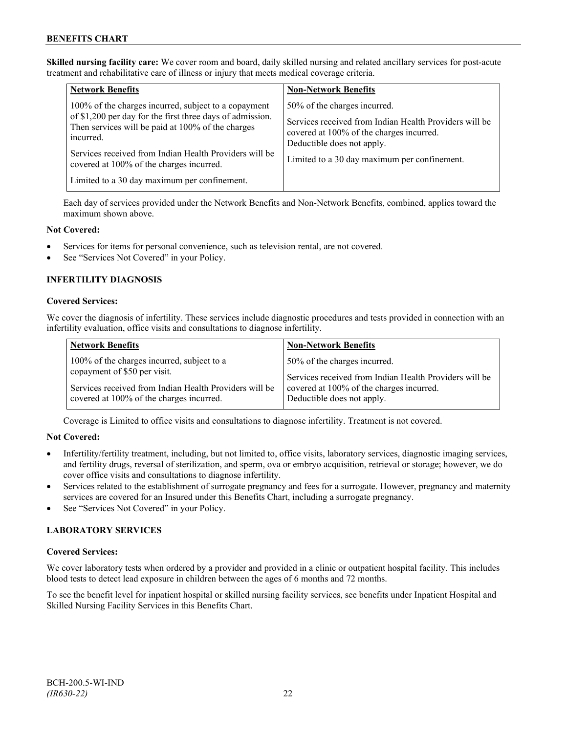**Skilled nursing facility care:** We cover room and board, daily skilled nursing and related ancillary services for post-acute treatment and rehabilitative care of illness or injury that meets medical coverage criteria.

| Network Benefits | Non-Network Benefits |
| --- | --- |
| 100% of the charges incurred, subject to a copayment of $1,200 per day for the first three days of admission. Then services will be paid at 100% of the charges incurred.<br><br>Services received from Indian Health Providers will be covered at 100% of the charges incurred.<br><br>Limited to a 30 day maximum per confinement. | 50% of the charges incurred.<br><br>Services received from Indian Health Providers will be covered at 100% of the charges incurred. Deductible does not apply.<br><br>Limited to a 30 day maximum per confinement. |

Each day of services provided under the Network Benefits and Non-Network Benefits, combined, applies toward the maximum shown above.

**Not Covered:**

- Services for items for personal convenience, such as television rental, are not covered.
- See "Services Not Covered" in your Policy.

## INFERTILITY DIAGNOSIS

**Covered Services:**

We cover the diagnosis of infertility. These services include diagnostic procedures and tests provided in connection with an infertility evaluation, office visits and consultations to diagnose infertility.

| Network Benefits | Non-Network Benefits |
| --- | --- |
| 100% of the charges incurred, subject to a copayment of $50 per visit.<br><br>Services received from Indian Health Providers will be covered at 100% of the charges incurred. | 50% of the charges incurred.<br><br>Services received from Indian Health Providers will be covered at 100% of the charges incurred. Deductible does not apply. |

Coverage is Limited to office visits and consultations to diagnose infertility. Treatment is not covered.

**Not Covered:**

- Infertility/fertility treatment, including, but not limited to, office visits, laboratory services, diagnostic imaging services, and fertility drugs, reversal of sterilization, and sperm, ova or embryo acquisition, retrieval or storage; however, we do cover office visits and consultations to diagnose infertility.
- Services related to the establishment of surrogate pregnancy and fees for a surrogate. However, pregnancy and maternity services are covered for an Insured under this Benefits Chart, including a surrogate pregnancy.
- See "Services Not Covered" in your Policy.

## LABORATORY SERVICES

**Covered Services:**

We cover laboratory tests when ordered by a provider and provided in a clinic or outpatient hospital facility. This includes blood tests to detect lead exposure in children between the ages of 6 months and 72 months.

To see the benefit level for inpatient hospital or skilled nursing facility services, see benefits under Inpatient Hospital and Skilled Nursing Facility Services in this Benefits Chart.

BCH-200.5-WI-IND
*(IR630-22)*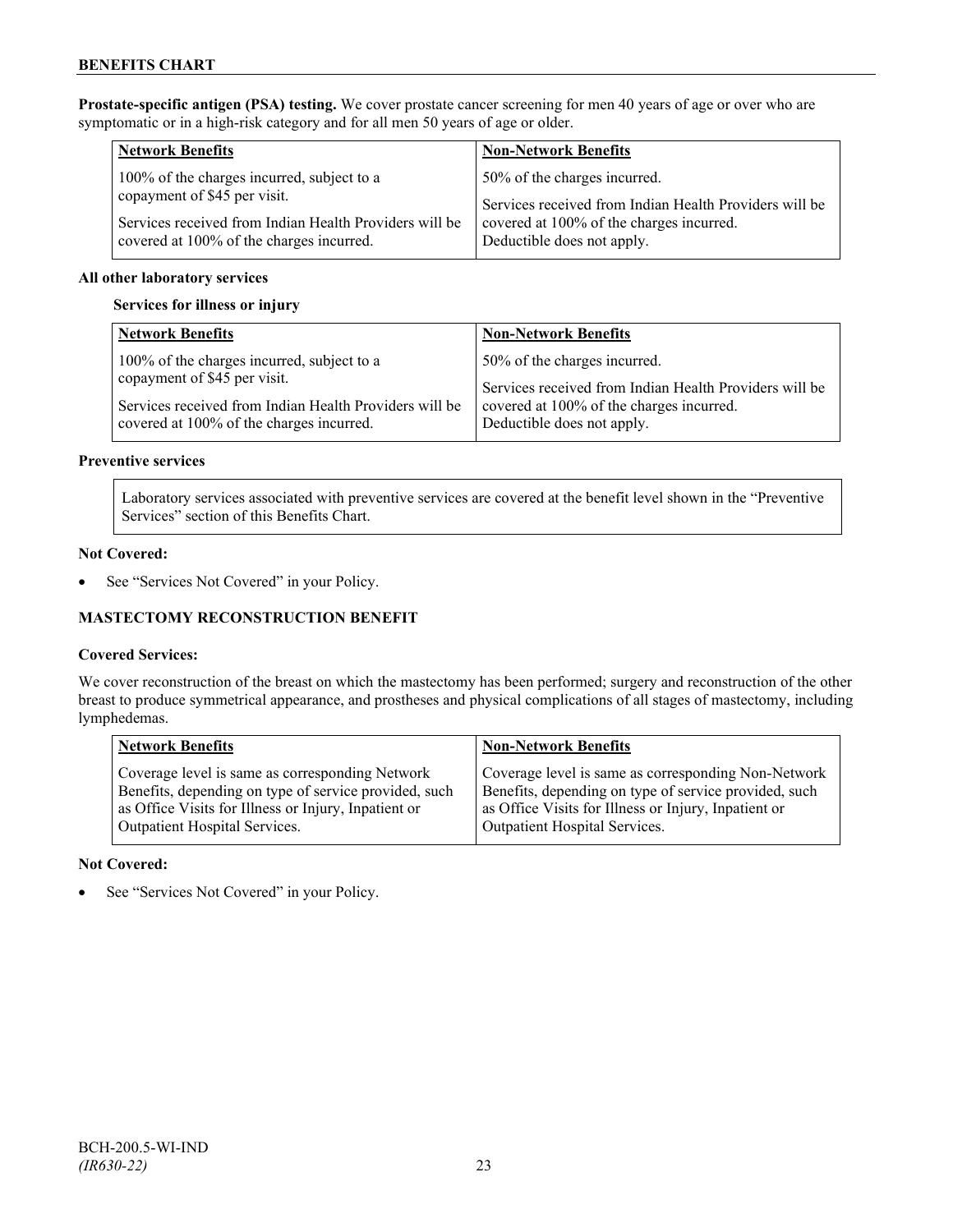**Prostate-specific antigen (PSA) testing.** We cover prostate cancer screening for men 40 years of age or over who are symptomatic or in a high-risk category and for all men 50 years of age or older.

| Network Benefits | Non-Network Benefits |
|---|---|
| 100% of the charges incurred, subject to a copayment of $45 per visit.<br><br>Services received from Indian Health Providers will be covered at 100% of the charges incurred. | 50% of the charges incurred.<br><br>Services received from Indian Health Providers will be covered at 100% of the charges incurred. Deductible does not apply. |

**All other laboratory services**

**Services for illness or injury**

| Network Benefits | Non-Network Benefits |
|---|---|
| 100% of the charges incurred, subject to a copayment of $45 per visit.<br><br>Services received from Indian Health Providers will be covered at 100% of the charges incurred. | 50% of the charges incurred.<br><br>Services received from Indian Health Providers will be covered at 100% of the charges incurred. Deductible does not apply. |

**Preventive services**

Laboratory services associated with preventive services are covered at the benefit level shown in the "Preventive Services" section of this Benefits Chart.

**Not Covered:**

- See "Services Not Covered" in your Policy.

### MASTECTOMY RECONSTRUCTION BENEFIT

**Covered Services:**

We cover reconstruction of the breast on which the mastectomy has been performed; surgery and reconstruction of the other breast to produce symmetrical appearance, and prostheses and physical complications of all stages of mastectomy, including lymphedemas.

| Network Benefits | Non-Network Benefits |
|---|---|
| Coverage level is same as corresponding Network Benefits, depending on type of service provided, such as Office Visits for Illness or Injury, Inpatient or Outpatient Hospital Services. | Coverage level is same as corresponding Non-Network Benefits, depending on type of service provided, such as Office Visits for Illness or Injury, Inpatient or Outpatient Hospital Services. |

**Not Covered:**

- See "Services Not Covered" in your Policy.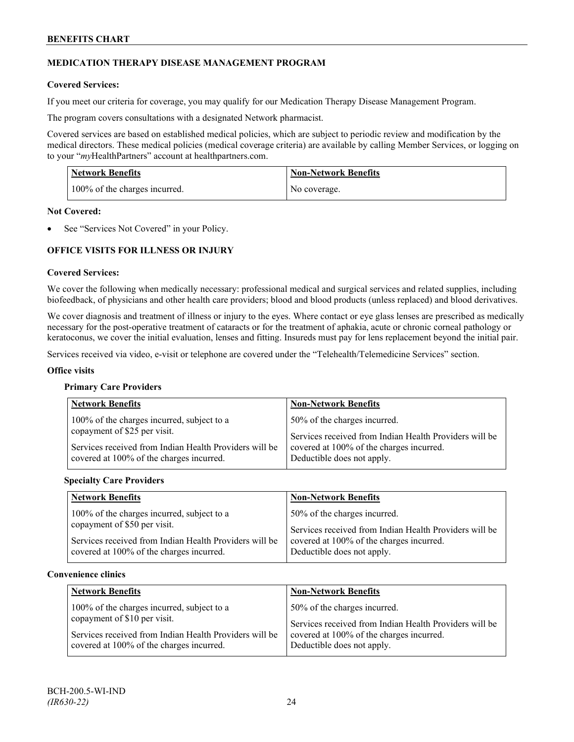## MEDICATION THERAPY DISEASE MANAGEMENT PROGRAM

**Covered Services:**

If you meet our criteria for coverage, you may qualify for our Medication Therapy Disease Management Program.

The program covers consultations with a designated Network pharmacist.

Covered services are based on established medical policies, which are subject to periodic review and modification by the medical directors. These medical policies (medical coverage criteria) are available by calling Member Services, or logging on to your "*my*HealthPartners" account at healthpartners.com.

| Network Benefits | Non-Network Benefits |
|---|---|
| 100% of the charges incurred. | No coverage. |

**Not Covered:**

- See "Services Not Covered" in your Policy.

## OFFICE VISITS FOR ILLNESS OR INJURY

**Covered Services:**

We cover the following when medically necessary: professional medical and surgical services and related supplies, including biofeedback, of physicians and other health care providers; blood and blood products (unless replaced) and blood derivatives.

We cover diagnosis and treatment of illness or injury to the eyes. Where contact or eye glass lenses are prescribed as medically necessary for the post-operative treatment of cataracts or for the treatment of aphakia, acute or chronic corneal pathology or keratoconus, we cover the initial evaluation, lenses and fitting. Insureds must pay for lens replacement beyond the initial pair.

Services received via video, e-visit or telephone are covered under the "Telehealth/Telemedicine Services" section.

**Office visits**

**Primary Care Providers**

| Network Benefits | Non-Network Benefits |
|---|---|
| 100% of the charges incurred, subject to a copayment of $25 per visit.<br><br>Services received from Indian Health Providers will be covered at 100% of the charges incurred. | 50% of the charges incurred.<br><br>Services received from Indian Health Providers will be covered at 100% of the charges incurred. Deductible does not apply. |

**Specialty Care Providers**

| Network Benefits | Non-Network Benefits |
|---|---|
| 100% of the charges incurred, subject to a copayment of $50 per visit.<br><br>Services received from Indian Health Providers will be covered at 100% of the charges incurred. | 50% of the charges incurred.<br><br>Services received from Indian Health Providers will be covered at 100% of the charges incurred. Deductible does not apply. |

**Convenience clinics**

| Network Benefits | Non-Network Benefits |
|---|---|
| 100% of the charges incurred, subject to a copayment of $10 per visit.<br><br>Services received from Indian Health Providers will be covered at 100% of the charges incurred. | 50% of the charges incurred.<br><br>Services received from Indian Health Providers will be covered at 100% of the charges incurred. Deductible does not apply. |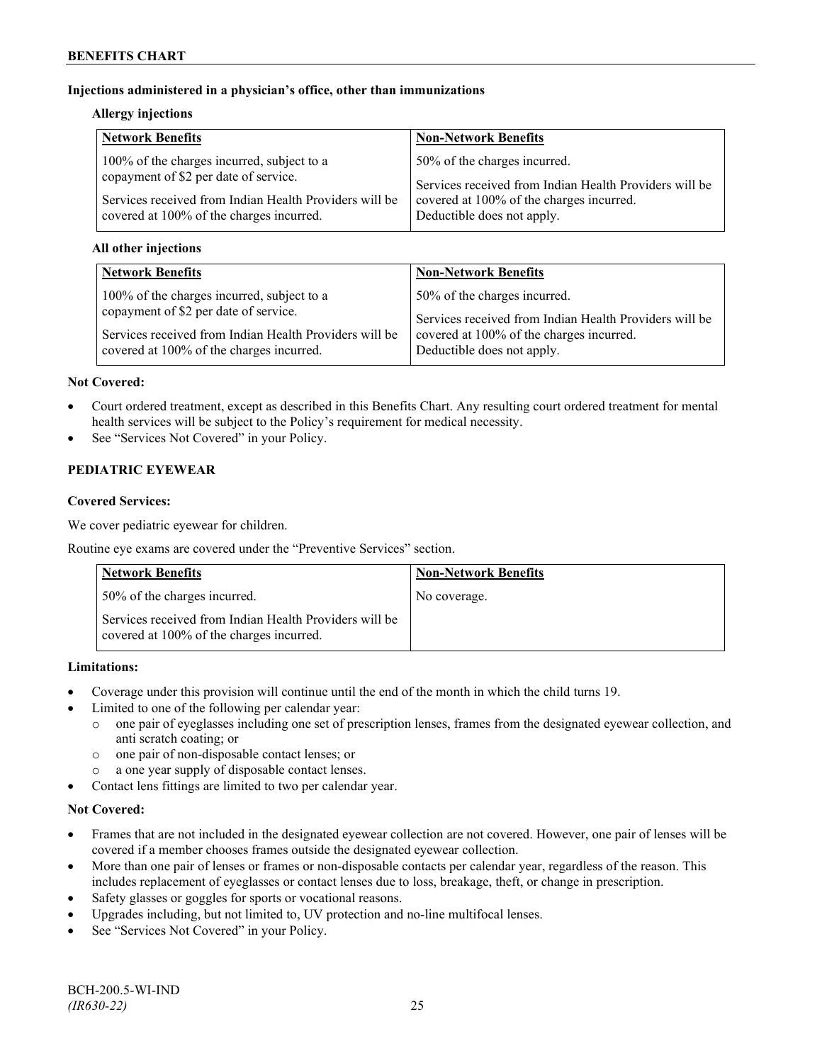**Injections administered in a physician's office, other than immunizations**

**Allergy injections**

| Network Benefits | Non-Network Benefits |
|---|---|
| 100% of the charges incurred, subject to a copayment of $2 per date of service.<br><br>Services received from Indian Health Providers will be covered at 100% of the charges incurred. | 50% of the charges incurred.<br><br>Services received from Indian Health Providers will be covered at 100% of the charges incurred. Deductible does not apply. |

**All other injections**

| Network Benefits | Non-Network Benefits |
|---|---|
| 100% of the charges incurred, subject to a copayment of $2 per date of service.<br><br>Services received from Indian Health Providers will be covered at 100% of the charges incurred. | 50% of the charges incurred.<br><br>Services received from Indian Health Providers will be covered at 100% of the charges incurred. Deductible does not apply. |

**Not Covered:**

- Court ordered treatment, except as described in this Benefits Chart. Any resulting court ordered treatment for mental health services will be subject to the Policy's requirement for medical necessity.
- See "Services Not Covered" in your Policy.

**PEDIATRIC EYEWEAR**

**Covered Services:**

We cover pediatric eyewear for children.

Routine eye exams are covered under the "Preventive Services" section.

| Network Benefits | Non-Network Benefits |
|---|---|
| 50% of the charges incurred.<br><br>Services received from Indian Health Providers will be covered at 100% of the charges incurred. | No coverage. |

**Limitations:**

- Coverage under this provision will continue until the end of the month in which the child turns 19.
- Limited to one of the following per calendar year:
  - one pair of eyeglasses including one set of prescription lenses, frames from the designated eyewear collection, and anti scratch coating; or
  - one pair of non-disposable contact lenses; or
  - a one year supply of disposable contact lenses.
- Contact lens fittings are limited to two per calendar year.

**Not Covered:**

- Frames that are not included in the designated eyewear collection are not covered. However, one pair of lenses will be covered if a member chooses frames outside the designated eyewear collection.
- More than one pair of lenses or frames or non-disposable contacts per calendar year, regardless of the reason. This includes replacement of eyeglasses or contact lenses due to loss, breakage, theft, or change in prescription.
- Safety glasses or goggles for sports or vocational reasons.
- Upgrades including, but not limited to, UV protection and no-line multifocal lenses.
- See "Services Not Covered" in your Policy.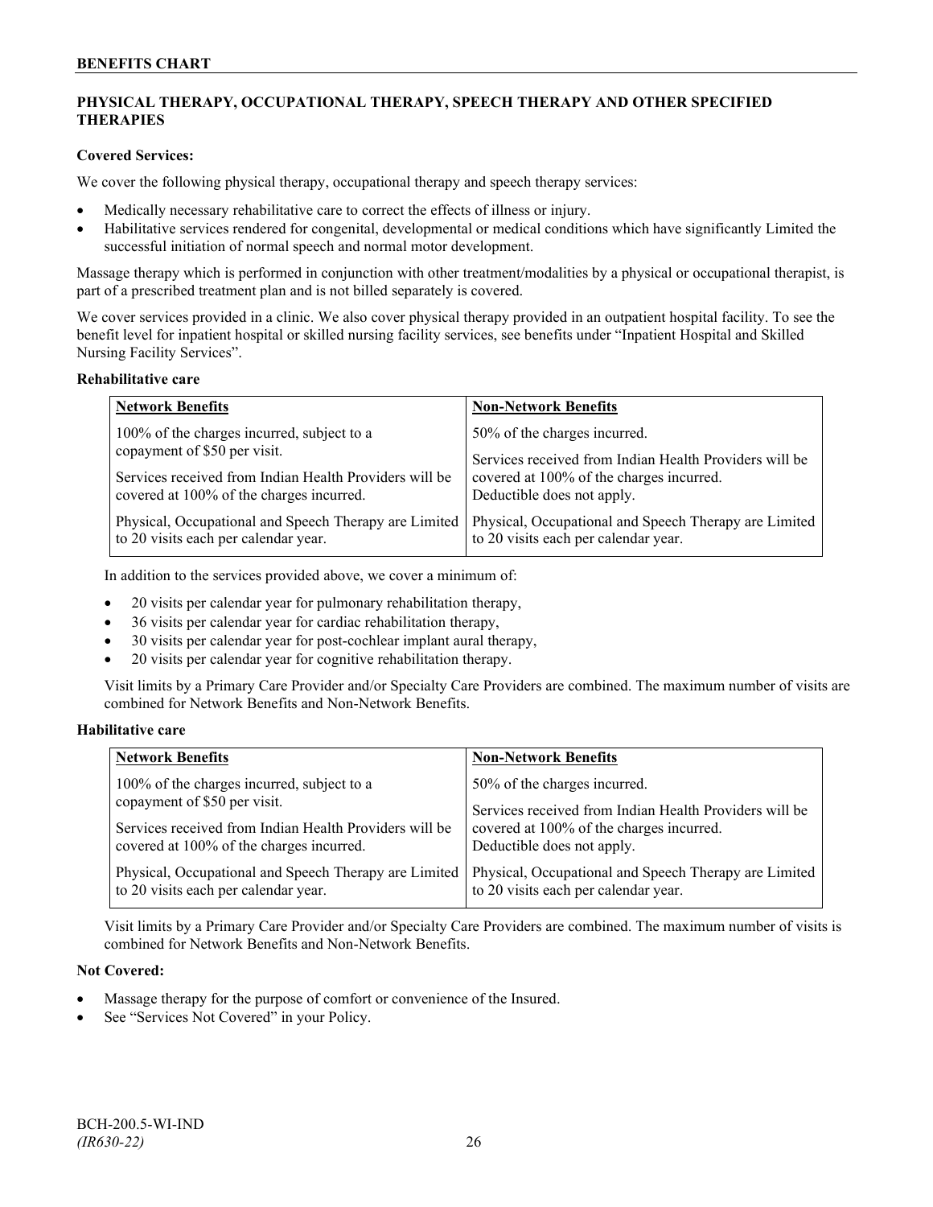## PHYSICAL THERAPY, OCCUPATIONAL THERAPY, SPEECH THERAPY AND OTHER SPECIFIED THERAPIES

**Covered Services:**

We cover the following physical therapy, occupational therapy and speech therapy services:

- Medically necessary rehabilitative care to correct the effects of illness or injury.
- Habilitative services rendered for congenital, developmental or medical conditions which have significantly Limited the successful initiation of normal speech and normal motor development.

Massage therapy which is performed in conjunction with other treatment/modalities by a physical or occupational therapist, is part of a prescribed treatment plan and is not billed separately is covered.

We cover services provided in a clinic. We also cover physical therapy provided in an outpatient hospital facility. To see the benefit level for inpatient hospital or skilled nursing facility services, see benefits under "Inpatient Hospital and Skilled Nursing Facility Services".

**Rehabilitative care**

| Network Benefits | Non-Network Benefits |
|---|---|
| 100% of the charges incurred, subject to a copayment of $50 per visit.<br><br>Services received from Indian Health Providers will be covered at 100% of the charges incurred. | 50% of the charges incurred.<br><br>Services received from Indian Health Providers will be covered at 100% of the charges incurred. Deductible does not apply. |
| Physical, Occupational and Speech Therapy are Limited to 20 visits each per calendar year. | Physical, Occupational and Speech Therapy are Limited to 20 visits each per calendar year. |

In addition to the services provided above, we cover a minimum of:

- 20 visits per calendar year for pulmonary rehabilitation therapy,
- 36 visits per calendar year for cardiac rehabilitation therapy,
- 30 visits per calendar year for post-cochlear implant aural therapy,
- 20 visits per calendar year for cognitive rehabilitation therapy.

Visit limits by a Primary Care Provider and/or Specialty Care Providers are combined. The maximum number of visits are combined for Network Benefits and Non-Network Benefits.

**Habilitative care**

| Network Benefits | Non-Network Benefits |
|---|---|
| 100% of the charges incurred, subject to a copayment of $50 per visit.<br><br>Services received from Indian Health Providers will be covered at 100% of the charges incurred. | 50% of the charges incurred.<br><br>Services received from Indian Health Providers will be covered at 100% of the charges incurred. Deductible does not apply. |
| Physical, Occupational and Speech Therapy are Limited to 20 visits each per calendar year. | Physical, Occupational and Speech Therapy are Limited to 20 visits each per calendar year. |

Visit limits by a Primary Care Provider and/or Specialty Care Providers are combined. The maximum number of visits is combined for Network Benefits and Non-Network Benefits.

**Not Covered:**

- Massage therapy for the purpose of comfort or convenience of the Insured.
- See "Services Not Covered" in your Policy.

BCH-200.5-WI-IND
*(IR630-22)*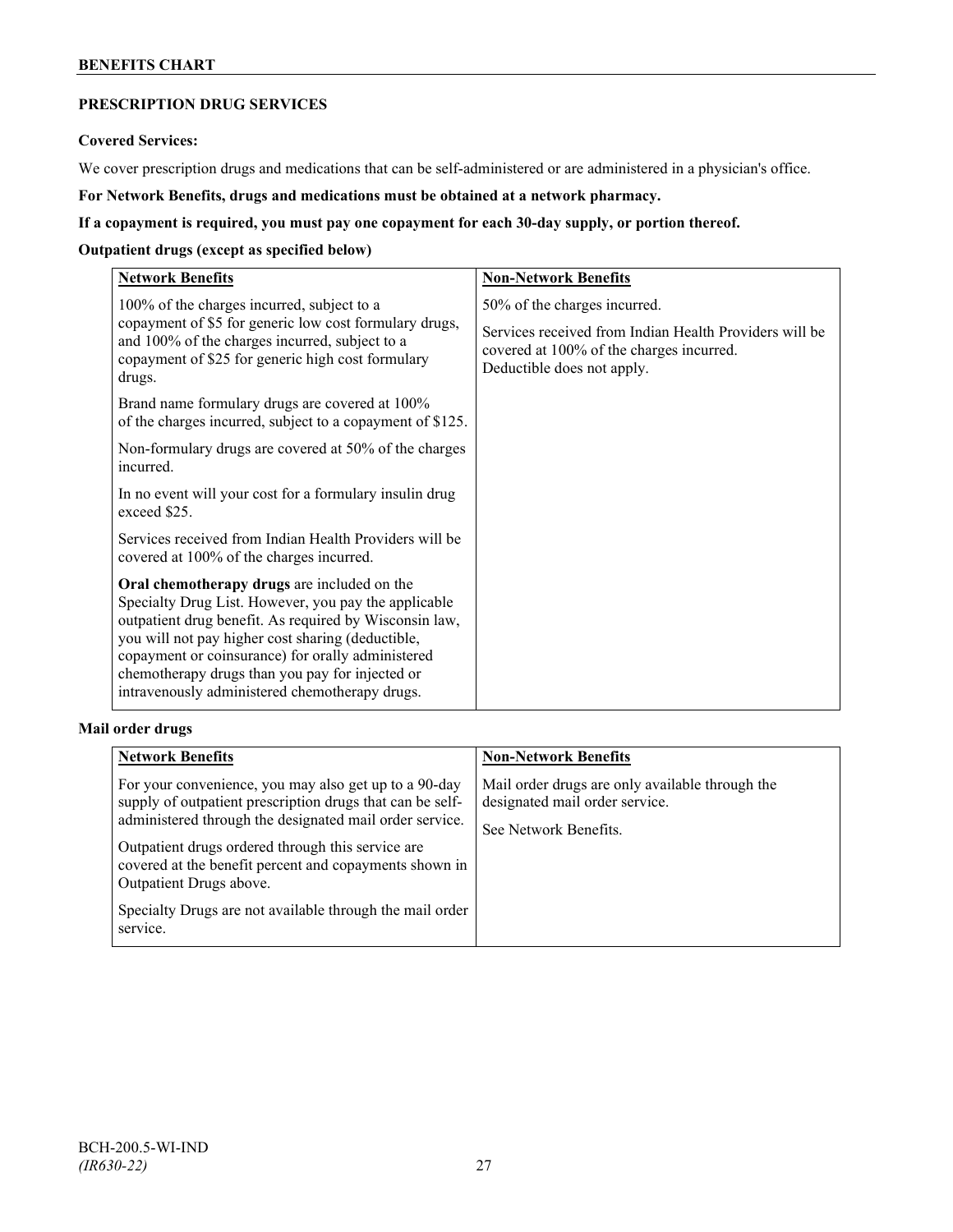## PRESCRIPTION DRUG SERVICES

**Covered Services:**

We cover prescription drugs and medications that can be self-administered or are administered in a physician's office.

**For Network Benefits, drugs and medications must be obtained at a network pharmacy.**

**If a copayment is required, you must pay one copayment for each 30-day supply, or portion thereof.**

**Outpatient drugs (except as specified below)**

| Network Benefits | Non-Network Benefits |
|---|---|
| 100% of the charges incurred, subject to a copayment of $5 for generic low cost formulary drugs, and 100% of the charges incurred, subject to a copayment of $25 for generic high cost formulary drugs.<br><br>Brand name formulary drugs are covered at 100% of the charges incurred, subject to a copayment of $125.<br><br>Non-formulary drugs are covered at 50% of the charges incurred.<br><br>In no event will your cost for a formulary insulin drug exceed $25.<br><br>Services received from Indian Health Providers will be covered at 100% of the charges incurred.<br><br>**Oral chemotherapy drugs** are included on the Specialty Drug List. However, you pay the applicable outpatient drug benefit. As required by Wisconsin law, you will not pay higher cost sharing (deductible, copayment or coinsurance) for orally administered chemotherapy drugs than you pay for injected or intravenously administered chemotherapy drugs. | 50% of the charges incurred.<br><br>Services received from Indian Health Providers will be covered at 100% of the charges incurred. Deductible does not apply. |

**Mail order drugs**

| Network Benefits | Non-Network Benefits |
|---|---|
| For your convenience, you may also get up to a 90-day supply of outpatient prescription drugs that can be self-administered through the designated mail order service.<br><br>Outpatient drugs ordered through this service are covered at the benefit percent and copayments shown in Outpatient Drugs above.<br><br>Specialty Drugs are not available through the mail order service. | Mail order drugs are only available through the designated mail order service.<br><br>See Network Benefits. |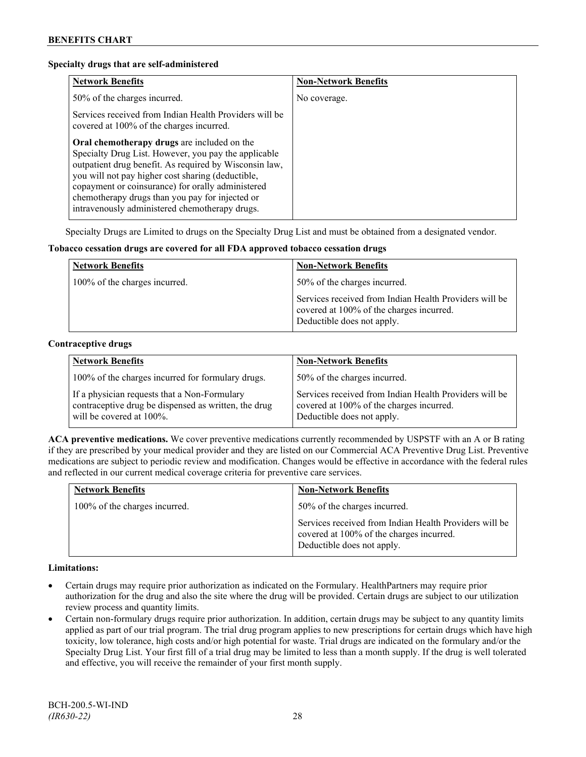**Specialty drugs that are self-administered**

| Network Benefits | Non-Network Benefits |
|---|---|
| 50% of the charges incurred.<br><br>Services received from Indian Health Providers will be covered at 100% of the charges incurred.<br><br>**Oral chemotherapy drugs** are included on the Specialty Drug List. However, you pay the applicable outpatient drug benefit. As required by Wisconsin law, you will not pay higher cost sharing (deductible, copayment or coinsurance) for orally administered chemotherapy drugs than you pay for injected or intravenously administered chemotherapy drugs. | No coverage. |

Specialty Drugs are Limited to drugs on the Specialty Drug List and must be obtained from a designated vendor.

**Tobacco cessation drugs are covered for all FDA approved tobacco cessation drugs**

| Network Benefits | Non-Network Benefits |
|---|---|
| 100% of the charges incurred. | 50% of the charges incurred.<br><br>Services received from Indian Health Providers will be covered at 100% of the charges incurred. Deductible does not apply. |

**Contraceptive drugs**

| Network Benefits | Non-Network Benefits |
|---|---|
| 100% of the charges incurred for formulary drugs.<br><br>If a physician requests that a Non-Formulary contraceptive drug be dispensed as written, the drug will be covered at 100%. | 50% of the charges incurred.<br><br>Services received from Indian Health Providers will be covered at 100% of the charges incurred. Deductible does not apply. |

**ACA preventive medications.** We cover preventive medications currently recommended by USPSTF with an A or B rating if they are prescribed by your medical provider and they are listed on our Commercial ACA Preventive Drug List. Preventive medications are subject to periodic review and modification. Changes would be effective in accordance with the federal rules and reflected in our current medical coverage criteria for preventive care services.

| Network Benefits | Non-Network Benefits |
|---|---|
| 100% of the charges incurred. | 50% of the charges incurred.<br><br>Services received from Indian Health Providers will be covered at 100% of the charges incurred. Deductible does not apply. |

**Limitations:**

- Certain drugs may require prior authorization as indicated on the Formulary. HealthPartners may require prior authorization for the drug and also the site where the drug will be provided. Certain drugs are subject to our utilization review process and quantity limits.
- Certain non-formulary drugs require prior authorization. In addition, certain drugs may be subject to any quantity limits applied as part of our trial program. The trial drug program applies to new prescriptions for certain drugs which have high toxicity, low tolerance, high costs and/or high potential for waste. Trial drugs are indicated on the formulary and/or the Specialty Drug List. Your first fill of a trial drug may be limited to less than a month supply. If the drug is well tolerated and effective, you will receive the remainder of your first month supply.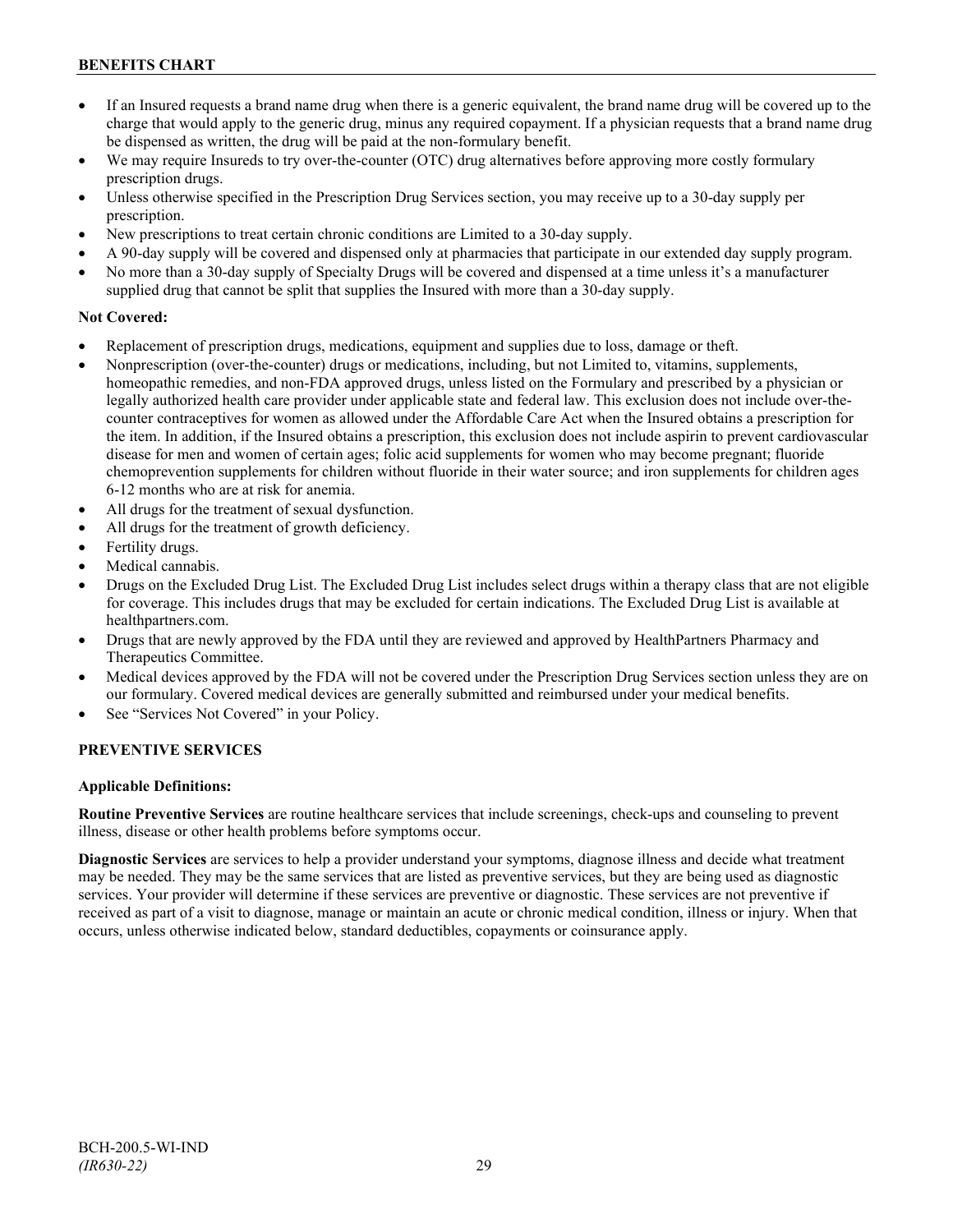- If an Insured requests a brand name drug when there is a generic equivalent, the brand name drug will be covered up to the charge that would apply to the generic drug, minus any required copayment. If a physician requests that a brand name drug be dispensed as written, the drug will be paid at the non-formulary benefit.
- We may require Insureds to try over-the-counter (OTC) drug alternatives before approving more costly formulary prescription drugs.
- Unless otherwise specified in the Prescription Drug Services section, you may receive up to a 30-day supply per prescription.
- New prescriptions to treat certain chronic conditions are Limited to a 30-day supply.
- A 90-day supply will be covered and dispensed only at pharmacies that participate in our extended day supply program.
- No more than a 30-day supply of Specialty Drugs will be covered and dispensed at a time unless it's a manufacturer supplied drug that cannot be split that supplies the Insured with more than a 30-day supply.

**Not Covered:**

- Replacement of prescription drugs, medications, equipment and supplies due to loss, damage or theft.
- Nonprescription (over-the-counter) drugs or medications, including, but not Limited to, vitamins, supplements, homeopathic remedies, and non-FDA approved drugs, unless listed on the Formulary and prescribed by a physician or legally authorized health care provider under applicable state and federal law. This exclusion does not include over-the-counter contraceptives for women as allowed under the Affordable Care Act when the Insured obtains a prescription for the item. In addition, if the Insured obtains a prescription, this exclusion does not include aspirin to prevent cardiovascular disease for men and women of certain ages; folic acid supplements for women who may become pregnant; fluoride chemoprevention supplements for children without fluoride in their water source; and iron supplements for children ages 6-12 months who are at risk for anemia.
- All drugs for the treatment of sexual dysfunction.
- All drugs for the treatment of growth deficiency.
- Fertility drugs.
- Medical cannabis.
- Drugs on the Excluded Drug List. The Excluded Drug List includes select drugs within a therapy class that are not eligible for coverage. This includes drugs that may be excluded for certain indications. The Excluded Drug List is available at healthpartners.com.
- Drugs that are newly approved by the FDA until they are reviewed and approved by HealthPartners Pharmacy and Therapeutics Committee.
- Medical devices approved by the FDA will not be covered under the Prescription Drug Services section unless they are on our formulary. Covered medical devices are generally submitted and reimbursed under your medical benefits.
- See "Services Not Covered" in your Policy.

## PREVENTIVE SERVICES

**Applicable Definitions:**

**Routine Preventive Services** are routine healthcare services that include screenings, check-ups and counseling to prevent illness, disease or other health problems before symptoms occur.

**Diagnostic Services** are services to help a provider understand your symptoms, diagnose illness and decide what treatment may be needed. They may be the same services that are listed as preventive services, but they are being used as diagnostic services. Your provider will determine if these services are preventive or diagnostic. These services are not preventive if received as part of a visit to diagnose, manage or maintain an acute or chronic medical condition, illness or injury. When that occurs, unless otherwise indicated below, standard deductibles, copayments or coinsurance apply.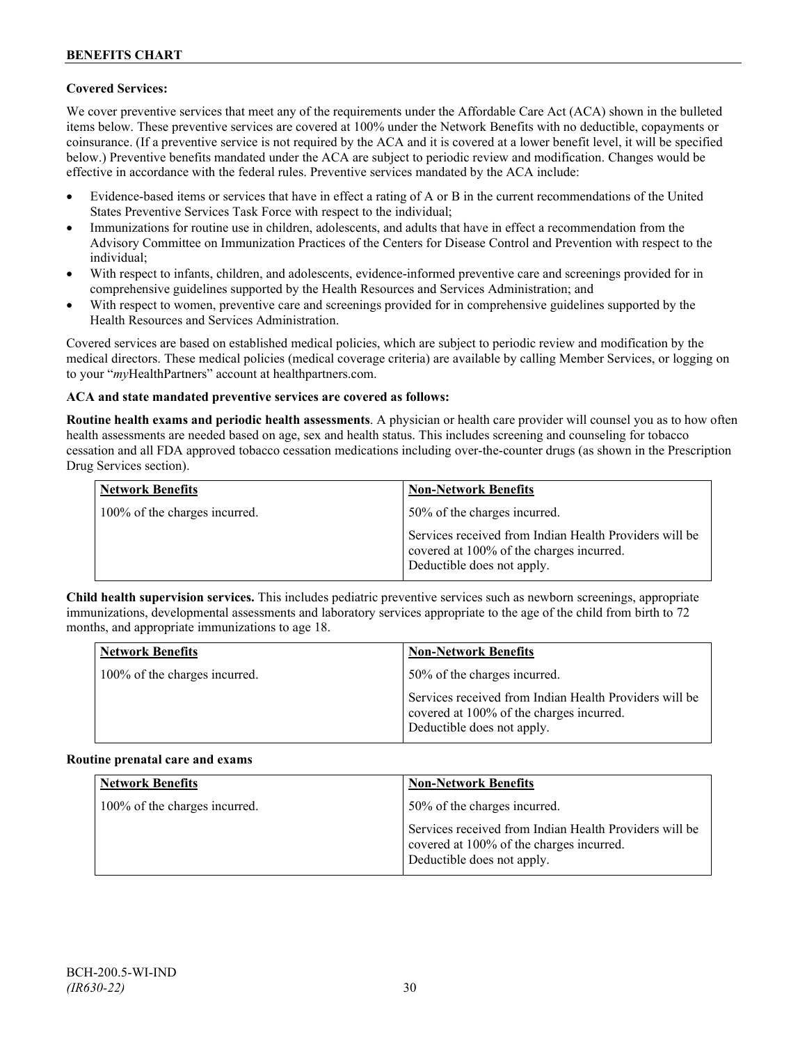**Covered Services:**

We cover preventive services that meet any of the requirements under the Affordable Care Act (ACA) shown in the bulleted items below. These preventive services are covered at 100% under the Network Benefits with no deductible, copayments or coinsurance. (If a preventive service is not required by the ACA and it is covered at a lower benefit level, it will be specified below.) Preventive benefits mandated under the ACA are subject to periodic review and modification. Changes would be effective in accordance with the federal rules. Preventive services mandated by the ACA include:

- Evidence-based items or services that have in effect a rating of A or B in the current recommendations of the United States Preventive Services Task Force with respect to the individual;
- Immunizations for routine use in children, adolescents, and adults that have in effect a recommendation from the Advisory Committee on Immunization Practices of the Centers for Disease Control and Prevention with respect to the individual;
- With respect to infants, children, and adolescents, evidence-informed preventive care and screenings provided for in comprehensive guidelines supported by the Health Resources and Services Administration; and
- With respect to women, preventive care and screenings provided for in comprehensive guidelines supported by the Health Resources and Services Administration.

Covered services are based on established medical policies, which are subject to periodic review and modification by the medical directors. These medical policies (medical coverage criteria) are available by calling Member Services, or logging on to your "*my*HealthPartners" account at healthpartners.com.

**ACA and state mandated preventive services are covered as follows:**

**Routine health exams and periodic health assessments**. A physician or health care provider will counsel you as to how often health assessments are needed based on age, sex and health status. This includes screening and counseling for tobacco cessation and all FDA approved tobacco cessation medications including over-the-counter drugs (as shown in the Prescription Drug Services section).

| Network Benefits | Non-Network Benefits |
|---|---|
| 100% of the charges incurred. | 50% of the charges incurred.<br><br>Services received from Indian Health Providers will be covered at 100% of the charges incurred. Deductible does not apply. |

**Child health supervision services.** This includes pediatric preventive services such as newborn screenings, appropriate immunizations, developmental assessments and laboratory services appropriate to the age of the child from birth to 72 months, and appropriate immunizations to age 18.

| Network Benefits | Non-Network Benefits |
|---|---|
| 100% of the charges incurred. | 50% of the charges incurred.<br><br>Services received from Indian Health Providers will be covered at 100% of the charges incurred. Deductible does not apply. |

**Routine prenatal care and exams**

| Network Benefits | Non-Network Benefits |
|---|---|
| 100% of the charges incurred. | 50% of the charges incurred.<br><br>Services received from Indian Health Providers will be covered at 100% of the charges incurred. Deductible does not apply. |

BCH-200.5-WI-IND
*(IR630-22)*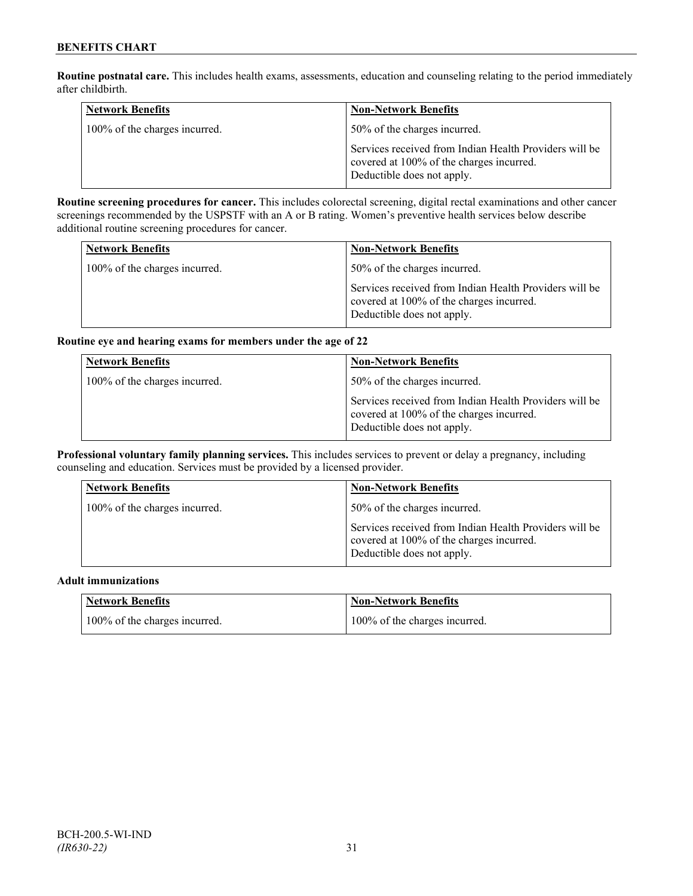**Routine postnatal care.** This includes health exams, assessments, education and counseling relating to the period immediately after childbirth.

| Network Benefits | Non-Network Benefits |
|---|---|
| 100% of the charges incurred. | 50% of the charges incurred.<br><br>Services received from Indian Health Providers will be covered at 100% of the charges incurred. Deductible does not apply. |

**Routine screening procedures for cancer.** This includes colorectal screening, digital rectal examinations and other cancer screenings recommended by the USPSTF with an A or B rating. Women's preventive health services below describe additional routine screening procedures for cancer.

| Network Benefits | Non-Network Benefits |
|---|---|
| 100% of the charges incurred. | 50% of the charges incurred.<br><br>Services received from Indian Health Providers will be covered at 100% of the charges incurred. Deductible does not apply. |

**Routine eye and hearing exams for members under the age of 22**

| Network Benefits | Non-Network Benefits |
|---|---|
| 100% of the charges incurred. | 50% of the charges incurred.<br><br>Services received from Indian Health Providers will be covered at 100% of the charges incurred. Deductible does not apply. |

**Professional voluntary family planning services.** This includes services to prevent or delay a pregnancy, including counseling and education. Services must be provided by a licensed provider.

| Network Benefits | Non-Network Benefits |
|---|---|
| 100% of the charges incurred. | 50% of the charges incurred.<br><br>Services received from Indian Health Providers will be covered at 100% of the charges incurred. Deductible does not apply. |

**Adult immunizations**

| Network Benefits | Non-Network Benefits |
|---|---|
| 100% of the charges incurred. | 100% of the charges incurred. |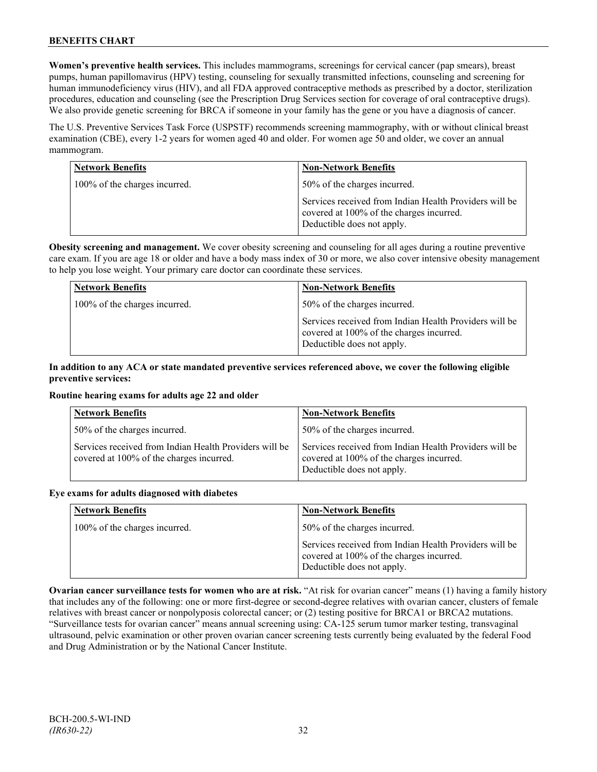**Women's preventive health services.** This includes mammograms, screenings for cervical cancer (pap smears), breast pumps, human papillomavirus (HPV) testing, counseling for sexually transmitted infections, counseling and screening for human immunodeficiency virus (HIV), and all FDA approved contraceptive methods as prescribed by a doctor, sterilization procedures, education and counseling (see the Prescription Drug Services section for coverage of oral contraceptive drugs). We also provide genetic screening for BRCA if someone in your family has the gene or you have a diagnosis of cancer.

The U.S. Preventive Services Task Force (USPSTF) recommends screening mammography, with or without clinical breast examination (CBE), every 1-2 years for women aged 40 and older. For women age 50 and older, we cover an annual mammogram.

| Network Benefits | Non-Network Benefits |
|---|---|
| 100% of the charges incurred. | 50% of the charges incurred.<br><br>Services received from Indian Health Providers will be covered at 100% of the charges incurred. Deductible does not apply. |

**Obesity screening and management.** We cover obesity screening and counseling for all ages during a routine preventive care exam. If you are age 18 or older and have a body mass index of 30 or more, we also cover intensive obesity management to help you lose weight. Your primary care doctor can coordinate these services.

| Network Benefits | Non-Network Benefits |
|---|---|
| 100% of the charges incurred. | 50% of the charges incurred.<br><br>Services received from Indian Health Providers will be covered at 100% of the charges incurred. Deductible does not apply. |

**In addition to any ACA or state mandated preventive services referenced above, we cover the following eligible preventive services:**

**Routine hearing exams for adults age 22 and older**

| Network Benefits | Non-Network Benefits |
|---|---|
| 50% of the charges incurred.<br><br>Services received from Indian Health Providers will be covered at 100% of the charges incurred. | 50% of the charges incurred.<br><br>Services received from Indian Health Providers will be covered at 100% of the charges incurred. Deductible does not apply. |

**Eye exams for adults diagnosed with diabetes**

| Network Benefits | Non-Network Benefits |
|---|---|
| 100% of the charges incurred. | 50% of the charges incurred.<br><br>Services received from Indian Health Providers will be covered at 100% of the charges incurred. Deductible does not apply. |

**Ovarian cancer surveillance tests for women who are at risk.** "At risk for ovarian cancer" means (1) having a family history that includes any of the following: one or more first-degree or second-degree relatives with ovarian cancer, clusters of female relatives with breast cancer or nonpolyposis colorectal cancer; or (2) testing positive for BRCA1 or BRCA2 mutations. "Surveillance tests for ovarian cancer" means annual screening using: CA-125 serum tumor marker testing, transvaginal ultrasound, pelvic examination or other proven ovarian cancer screening tests currently being evaluated by the federal Food and Drug Administration or by the National Cancer Institute.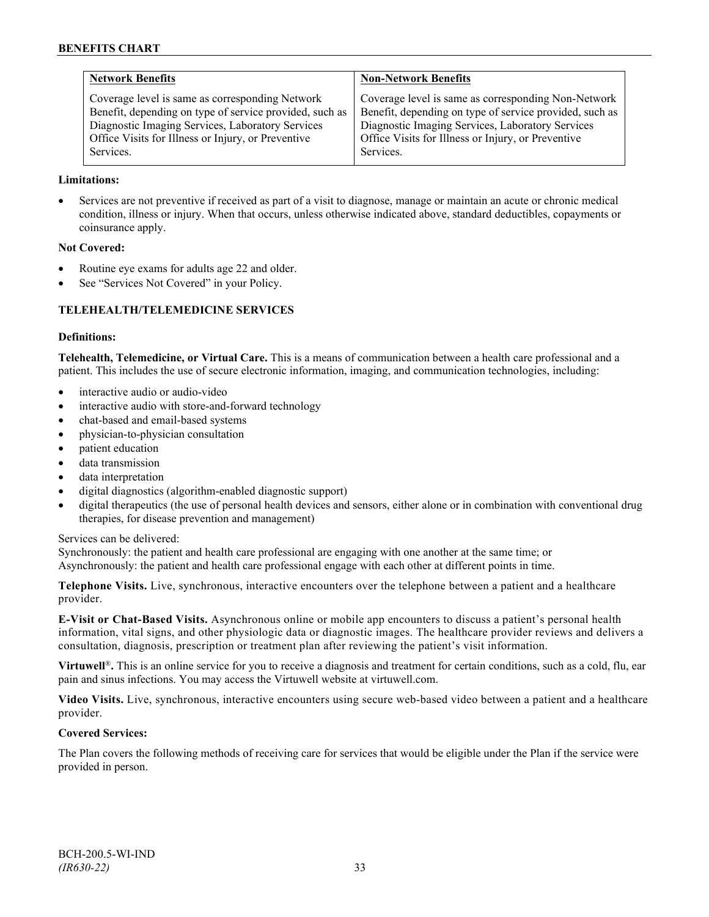| Network Benefits | Non-Network Benefits |
| --- | --- |
| Coverage level is same as corresponding Network Benefit, depending on type of service provided, such as Diagnostic Imaging Services, Laboratory Services Office Visits for Illness or Injury, or Preventive Services. | Coverage level is same as corresponding Non-Network Benefit, depending on type of service provided, such as Diagnostic Imaging Services, Laboratory Services Office Visits for Illness or Injury, or Preventive Services. |

**Limitations:**

- Services are not preventive if received as part of a visit to diagnose, manage or maintain an acute or chronic medical condition, illness or injury. When that occurs, unless otherwise indicated above, standard deductibles, copayments or coinsurance apply.

**Not Covered:**

- Routine eye exams for adults age 22 and older.
- See "Services Not Covered" in your Policy.

### TELEHEALTH/TELEMEDICINE SERVICES

**Definitions:**

**Telehealth, Telemedicine, or Virtual Care.** This is a means of communication between a health care professional and a patient. This includes the use of secure electronic information, imaging, and communication technologies, including:

- interactive audio or audio-video
- interactive audio with store-and-forward technology
- chat-based and email-based systems
- physician-to-physician consultation
- patient education
- data transmission
- data interpretation
- digital diagnostics (algorithm-enabled diagnostic support)
- digital therapeutics (the use of personal health devices and sensors, either alone or in combination with conventional drug therapies, for disease prevention and management)

Services can be delivered:
Synchronously: the patient and health care professional are engaging with one another at the same time; or
Asynchronously: the patient and health care professional engage with each other at different points in time.

**Telephone Visits.** Live, synchronous, interactive encounters over the telephone between a patient and a healthcare provider.

**E-Visit or Chat-Based Visits.** Asynchronous online or mobile app encounters to discuss a patient's personal health information, vital signs, and other physiologic data or diagnostic images. The healthcare provider reviews and delivers a consultation, diagnosis, prescription or treatment plan after reviewing the patient's visit information.

**Virtuwell®.** This is an online service for you to receive a diagnosis and treatment for certain conditions, such as a cold, flu, ear pain and sinus infections. You may access the Virtuwell website at virtuwell.com.

**Video Visits.** Live, synchronous, interactive encounters using secure web-based video between a patient and a healthcare provider.

**Covered Services:**

The Plan covers the following methods of receiving care for services that would be eligible under the Plan if the service were provided in person.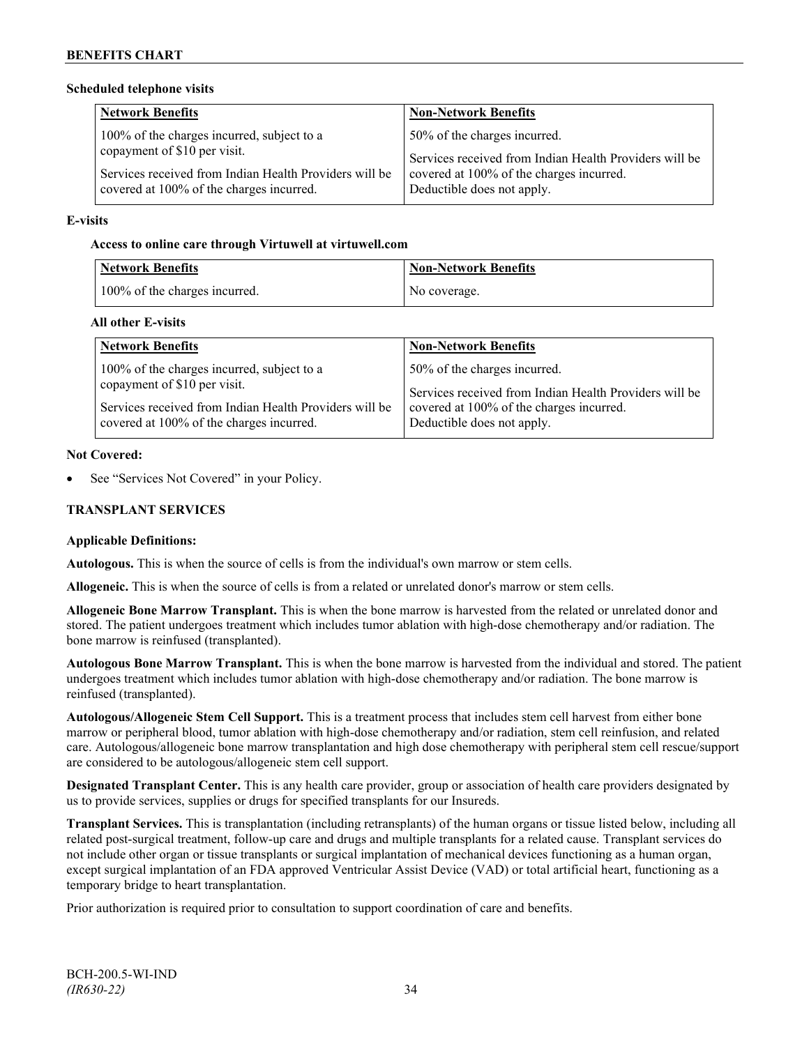**Scheduled telephone visits**

| Network Benefits | Non-Network Benefits |
|---|---|
| 100% of the charges incurred, subject to a copayment of $10 per visit.<br><br>Services received from Indian Health Providers will be covered at 100% of the charges incurred. | 50% of the charges incurred.<br><br>Services received from Indian Health Providers will be covered at 100% of the charges incurred. Deductible does not apply. |

**E-visits**

**Access to online care through Virtuwell at virtuwell.com**

| Network Benefits | Non-Network Benefits |
|---|---|
| 100% of the charges incurred. | No coverage. |

**All other E-visits**

| Network Benefits | Non-Network Benefits |
|---|---|
| 100% of the charges incurred, subject to a copayment of $10 per visit.<br><br>Services received from Indian Health Providers will be covered at 100% of the charges incurred. | 50% of the charges incurred.<br><br>Services received from Indian Health Providers will be covered at 100% of the charges incurred. Deductible does not apply. |

**Not Covered:**

- See "Services Not Covered" in your Policy.

## TRANSPLANT SERVICES

**Applicable Definitions:**

**Autologous.** This is when the source of cells is from the individual's own marrow or stem cells.

**Allogeneic.** This is when the source of cells is from a related or unrelated donor's marrow or stem cells.

**Allogeneic Bone Marrow Transplant.** This is when the bone marrow is harvested from the related or unrelated donor and stored. The patient undergoes treatment which includes tumor ablation with high-dose chemotherapy and/or radiation. The bone marrow is reinfused (transplanted).

**Autologous Bone Marrow Transplant.** This is when the bone marrow is harvested from the individual and stored. The patient undergoes treatment which includes tumor ablation with high-dose chemotherapy and/or radiation. The bone marrow is reinfused (transplanted).

**Autologous/Allogeneic Stem Cell Support.** This is a treatment process that includes stem cell harvest from either bone marrow or peripheral blood, tumor ablation with high-dose chemotherapy and/or radiation, stem cell reinfusion, and related care. Autologous/allogeneic bone marrow transplantation and high dose chemotherapy with peripheral stem cell rescue/support are considered to be autologous/allogeneic stem cell support.

**Designated Transplant Center.** This is any health care provider, group or association of health care providers designated by us to provide services, supplies or drugs for specified transplants for our Insureds.

**Transplant Services.** This is transplantation (including retransplants) of the human organs or tissue listed below, including all related post-surgical treatment, follow-up care and drugs and multiple transplants for a related cause. Transplant services do not include other organ or tissue transplants or surgical implantation of mechanical devices functioning as a human organ, except surgical implantation of an FDA approved Ventricular Assist Device (VAD) or total artificial heart, functioning as a temporary bridge to heart transplantation.

Prior authorization is required prior to consultation to support coordination of care and benefits.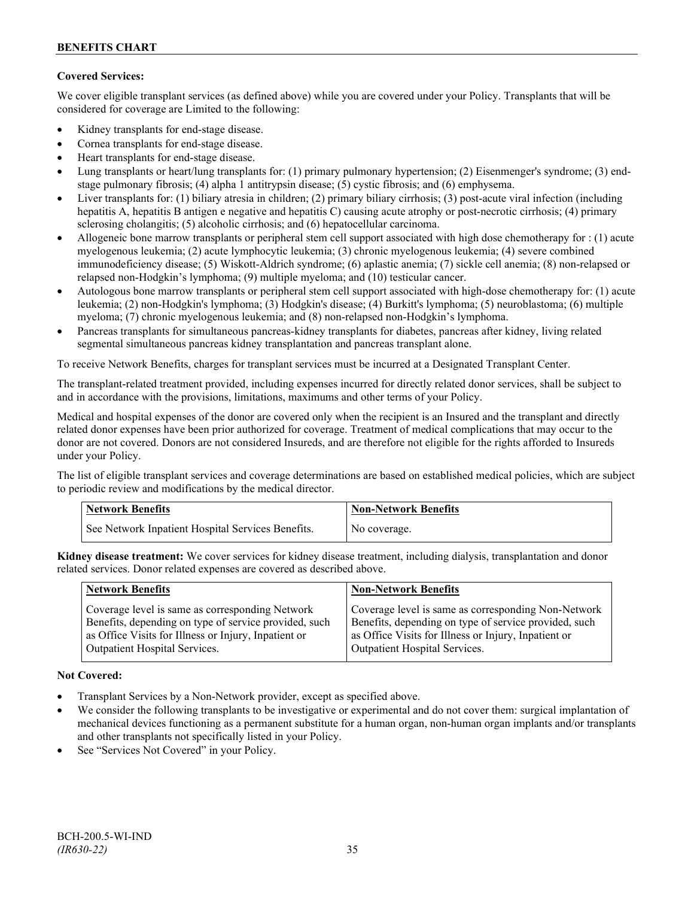**Covered Services:**

We cover eligible transplant services (as defined above) while you are covered under your Policy. Transplants that will be considered for coverage are Limited to the following:

- Kidney transplants for end-stage disease.
- Cornea transplants for end-stage disease.
- Heart transplants for end-stage disease.
- Lung transplants or heart/lung transplants for: (1) primary pulmonary hypertension; (2) Eisenmenger's syndrome; (3) end-stage pulmonary fibrosis; (4) alpha 1 antitrypsin disease; (5) cystic fibrosis; and (6) emphysema.
- Liver transplants for: (1) biliary atresia in children; (2) primary biliary cirrhosis; (3) post-acute viral infection (including hepatitis A, hepatitis B antigen e negative and hepatitis C) causing acute atrophy or post-necrotic cirrhosis; (4) primary sclerosing cholangitis; (5) alcoholic cirrhosis; and (6) hepatocellular carcinoma.
- Allogeneic bone marrow transplants or peripheral stem cell support associated with high dose chemotherapy for : (1) acute myelogenous leukemia; (2) acute lymphocytic leukemia; (3) chronic myelogenous leukemia; (4) severe combined immunodeficiency disease; (5) Wiskott-Aldrich syndrome; (6) aplastic anemia; (7) sickle cell anemia; (8) non-relapsed or relapsed non-Hodgkin's lymphoma; (9) multiple myeloma; and (10) testicular cancer.
- Autologous bone marrow transplants or peripheral stem cell support associated with high-dose chemotherapy for: (1) acute leukemia; (2) non-Hodgkin's lymphoma; (3) Hodgkin's disease; (4) Burkitt's lymphoma; (5) neuroblastoma; (6) multiple myeloma; (7) chronic myelogenous leukemia; and (8) non-relapsed non-Hodgkin's lymphoma.
- Pancreas transplants for simultaneous pancreas-kidney transplants for diabetes, pancreas after kidney, living related segmental simultaneous pancreas kidney transplantation and pancreas transplant alone.

To receive Network Benefits, charges for transplant services must be incurred at a Designated Transplant Center.

The transplant-related treatment provided, including expenses incurred for directly related donor services, shall be subject to and in accordance with the provisions, limitations, maximums and other terms of your Policy.

Medical and hospital expenses of the donor are covered only when the recipient is an Insured and the transplant and directly related donor expenses have been prior authorized for coverage. Treatment of medical complications that may occur to the donor are not covered. Donors are not considered Insureds, and are therefore not eligible for the rights afforded to Insureds under your Policy.

The list of eligible transplant services and coverage determinations are based on established medical policies, which are subject to periodic review and modifications by the medical director.

| Network Benefits | Non-Network Benefits |
|---|---|
| See Network Inpatient Hospital Services Benefits. | No coverage. |

**Kidney disease treatment:** We cover services for kidney disease treatment, including dialysis, transplantation and donor related services. Donor related expenses are covered as described above.

| Network Benefits | Non-Network Benefits |
|---|---|
| Coverage level is same as corresponding Network Benefits, depending on type of service provided, such as Office Visits for Illness or Injury, Inpatient or Outpatient Hospital Services. | Coverage level is same as corresponding Non-Network Benefits, depending on type of service provided, such as Office Visits for Illness or Injury, Inpatient or Outpatient Hospital Services. |

**Not Covered:**

- Transplant Services by a Non-Network provider, except as specified above.
- We consider the following transplants to be investigative or experimental and do not cover them: surgical implantation of mechanical devices functioning as a permanent substitute for a human organ, non-human organ implants and/or transplants and other transplants not specifically listed in your Policy.
- See "Services Not Covered" in your Policy.

BCH-200.5-WI-IND
*(IR630-22)*